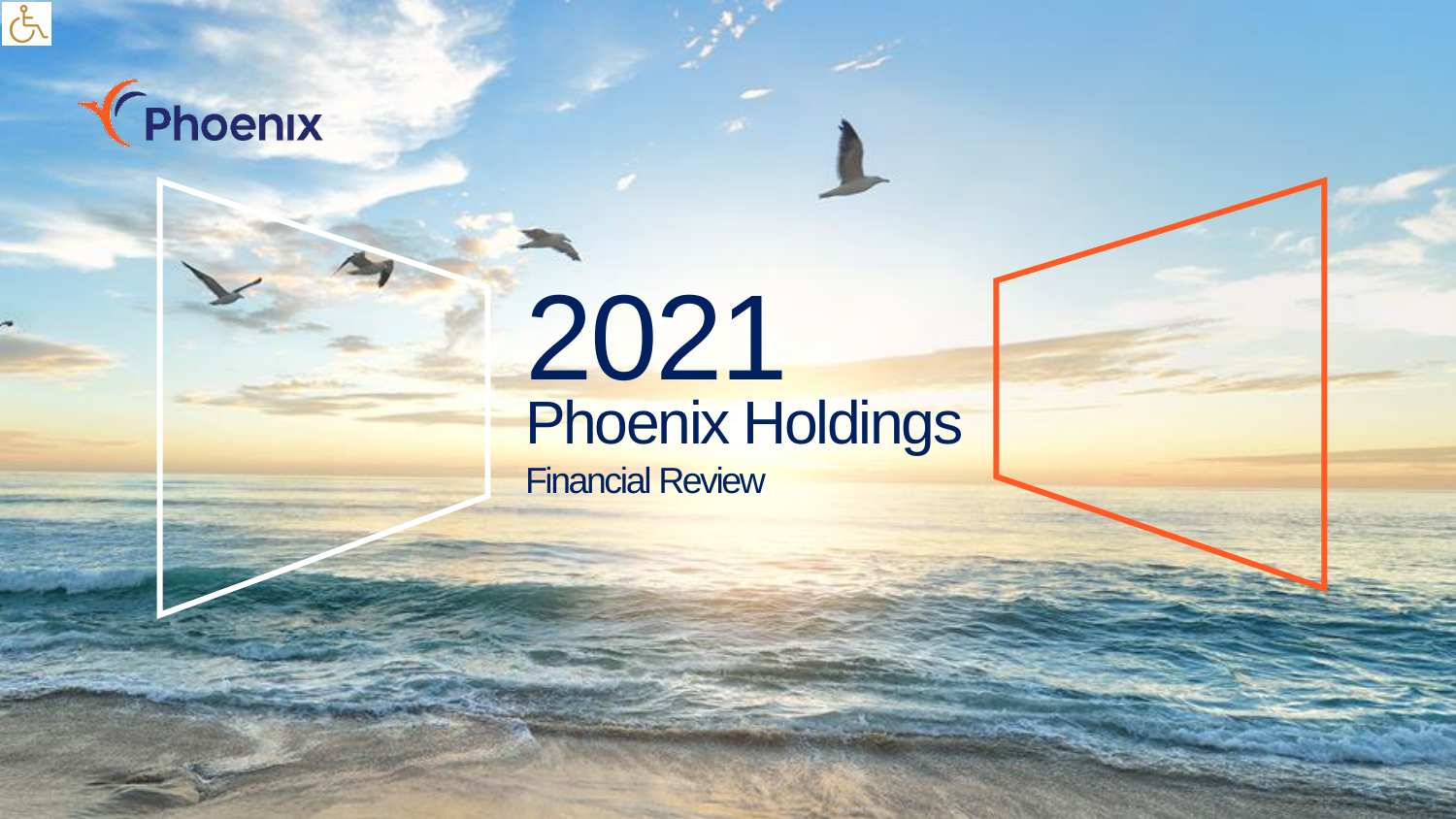Phoenix

# 2021

## Phoenix Holdings

Financial Review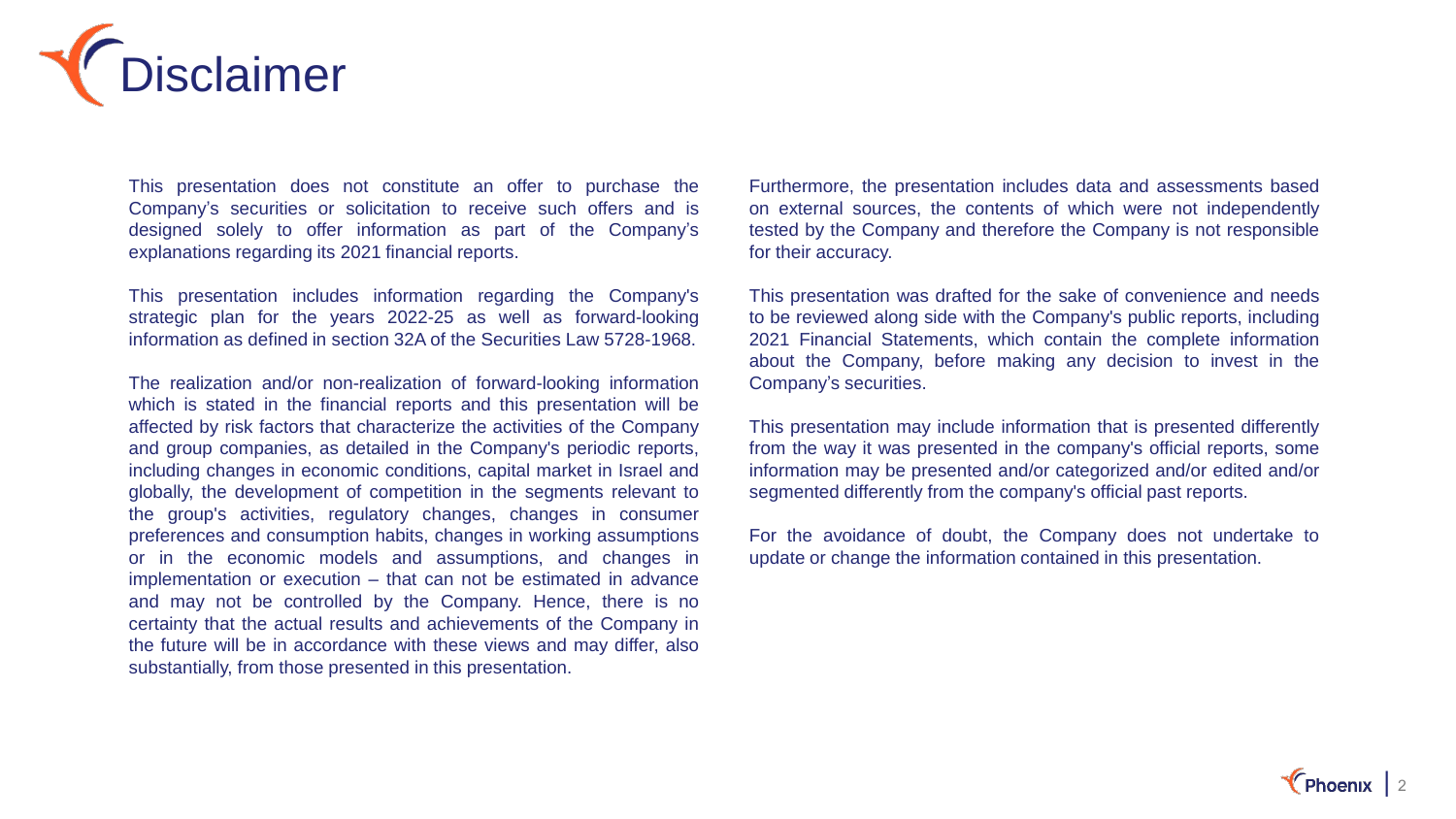# Disclaimer

This presentation does not constitute an offer to purchase the Company's securities or solicitation to receive such offers and is designed solely to offer information as part of the Company's explanations regarding its 2021 financial reports.

This presentation includes information regarding the Company's strategic plan for the years 2022-25 as well as forward-looking information as defined in section 32A of the Securities Law 5728-1968.

The realization and/or non-realization of forward-looking information which is stated in the financial reports and this presentation will be affected by risk factors that characterize the activities of the Company and group companies, as detailed in the Company's periodic reports, including changes in economic conditions, capital market in Israel and globally, the development of competition in the segments relevant to the group's activities, regulatory changes, changes in consumer preferences and consumption habits, changes in working assumptions or in the economic models and assumptions, and changes in implementation or execution – that can not be estimated in advance and may not be controlled by the Company. Hence, there is no certainty that the actual results and achievements of the Company in the future will be in accordance with these views and may differ, also substantially, from those presented in this presentation.

Furthermore, the presentation includes data and assessments based on external sources, the contents of which were not independently tested by the Company and therefore the Company is not responsible for their accuracy.

This presentation was drafted for the sake of convenience and needs to be reviewed along side with the Company's public reports, including 2021 Financial Statements, which contain the complete information about the Company, before making any decision to invest in the Company's securities.

This presentation may include information that is presented differently from the way it was presented in the company's official reports, some information may be presented and/or categorized and/or edited and/or segmented differently from the company's official past reports.

For the avoidance of doubt, the Company does not undertake to update or change the information contained in this presentation.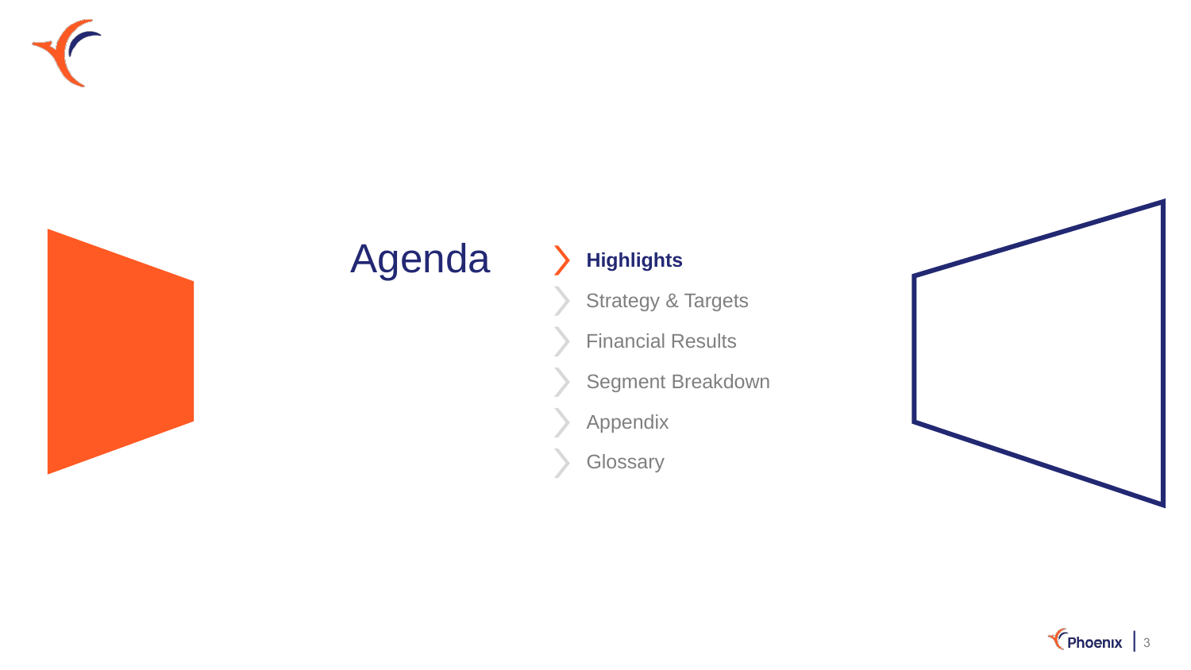# Agenda

- **Highlights**
- Strategy & Targets
- Financial Results
- Segment Breakdown
- Appendix
- Glossary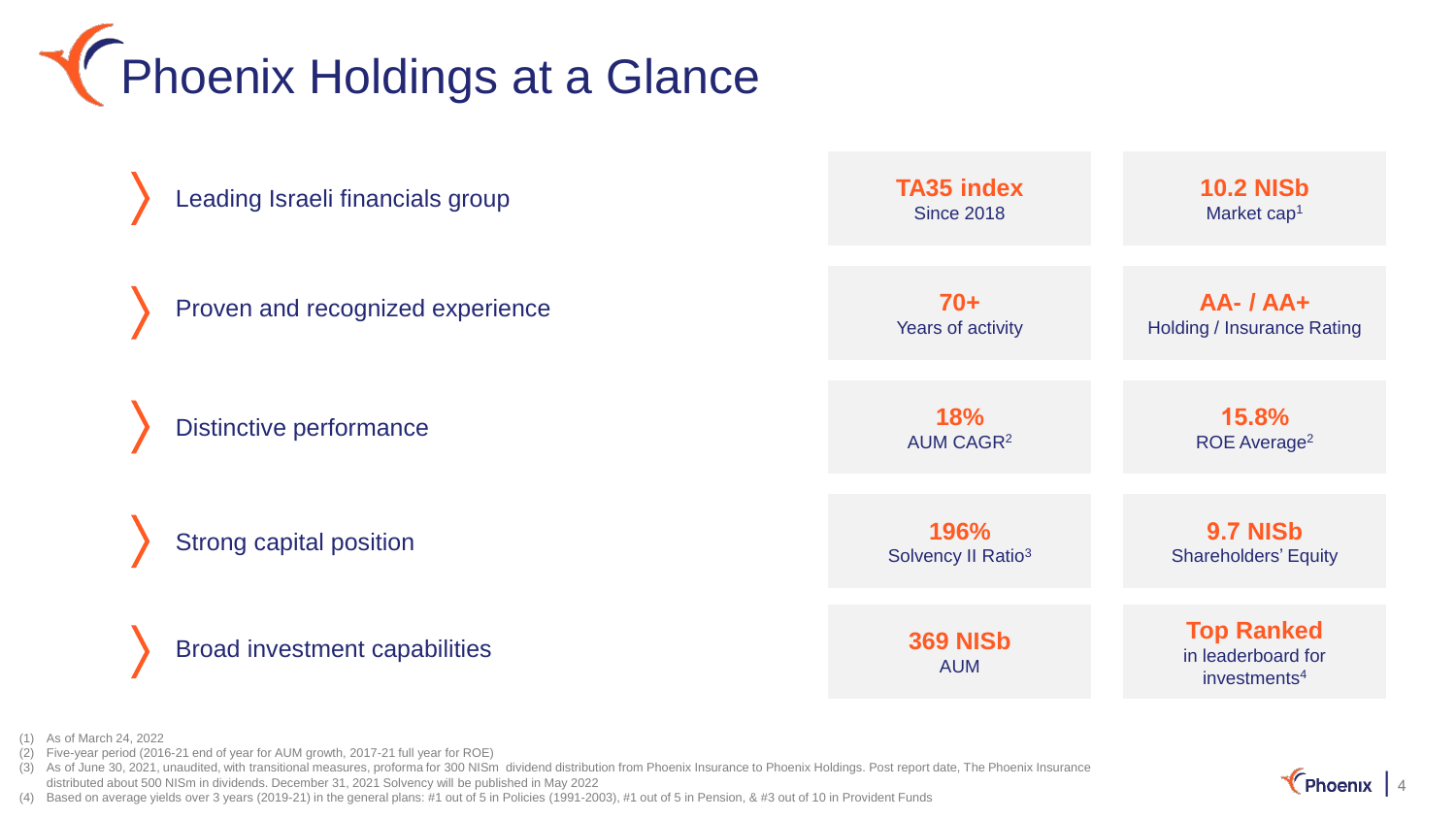# Phoenix Holdings at a Glance

| | | |
|---|---|---|
| Leading Israeli financials group | **TA35 index** Since 2018 | **10.2 NISb** Market cap[1] |
| Proven and recognized experience | **70+** Years of activity | **AA- / AA+** Holding / Insurance Rating |
| Distinctive performance | **18%** AUM CAGR[2] | **15.8%** ROE Average[2] |
| Strong capital position | **196%** Solvency II Ratio[3] | **9.7 NISb** Shareholders' Equity |
| Broad investment capabilities | **369 NISb** AUM | **Top Ranked** in leaderboard for investments[4] |

(1) As of March 24, 2022
(2) Five-year period (2016-21 end of year for AUM growth, 2017-21 full year for ROE)
(3) As of June 30, 2021, unaudited, with transitional measures, proforma for 300 NISm dividend distribution from Phoenix Insurance to Phoenix Holdings. Post report date, The Phoenix Insurance distributed about 500 NISm in dividends. December 31, 2021 Solvency will be published in May 2022
(4) Based on average yields over 3 years (2019-21) in the general plans: #1 out of 5 in Policies (1991-2003), #1 out of 5 in Pension, & #3 out of 10 in Provident Funds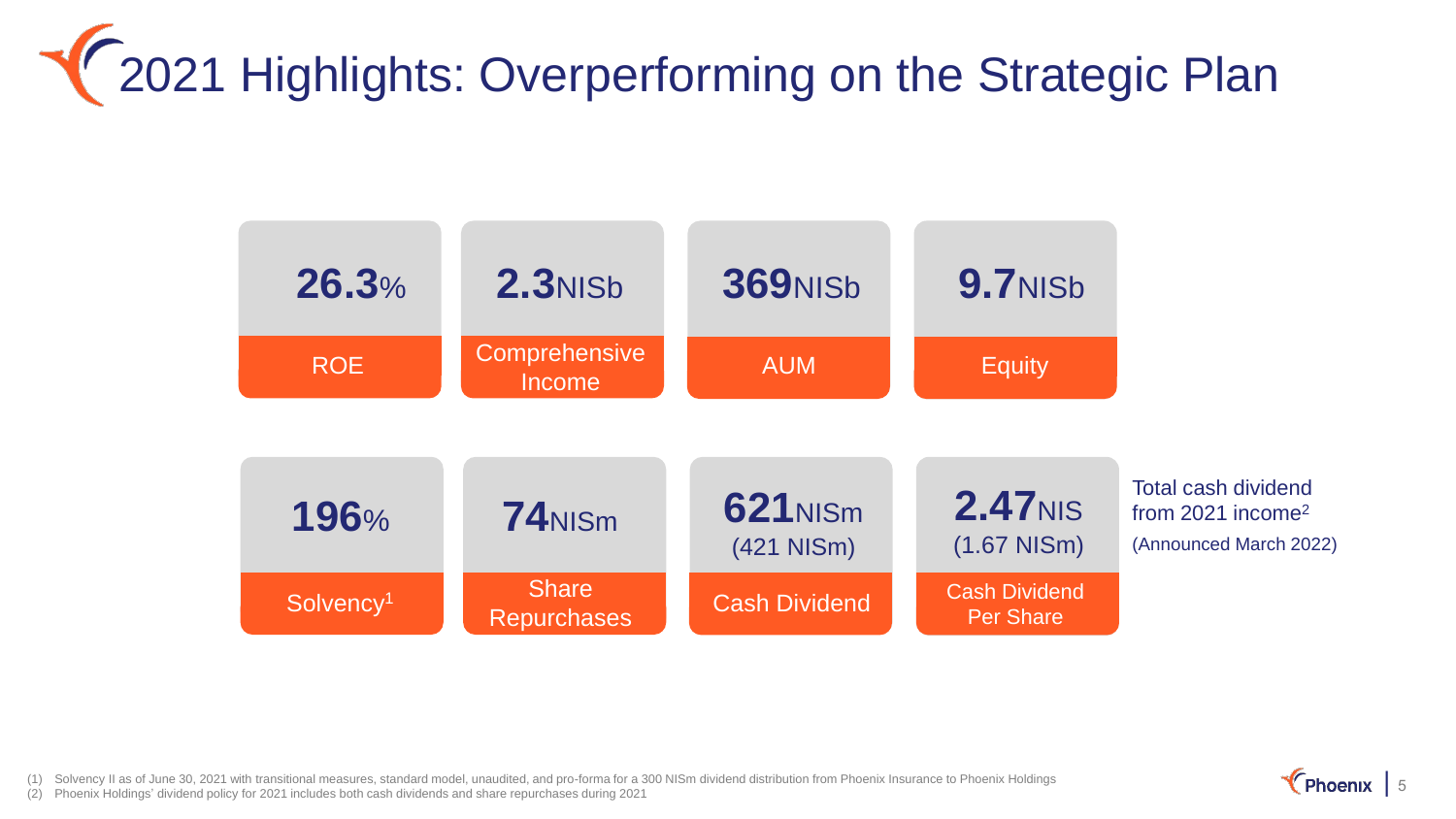# 2021 Highlights: Overperforming on the Strategic Plan

| **26.3**% | **2.3**NISb | **369**NISb | **9.7**NISb |
|---|---|---|---|
| ROE | Comprehensive Income | AUM | Equity |

| **196**% | **74**NISm | **621**NISm (421 NISm) | **2.47**NIS (1.67 NISm) |
|---|---|---|---|
| Solvency[1] | Share Repurchases | Cash Dividend | Cash Dividend Per Share |

Total cash dividend from 2021 income[2]

(Announced March 2022)

(1) Solvency II as of June 30, 2021 with transitional measures, standard model, unaudited, and pro-forma for a 300 NISm dividend distribution from Phoenix Insurance to Phoenix Holdings
(2) Phoenix Holdings' dividend policy for 2021 includes both cash dividends and share repurchases during 2021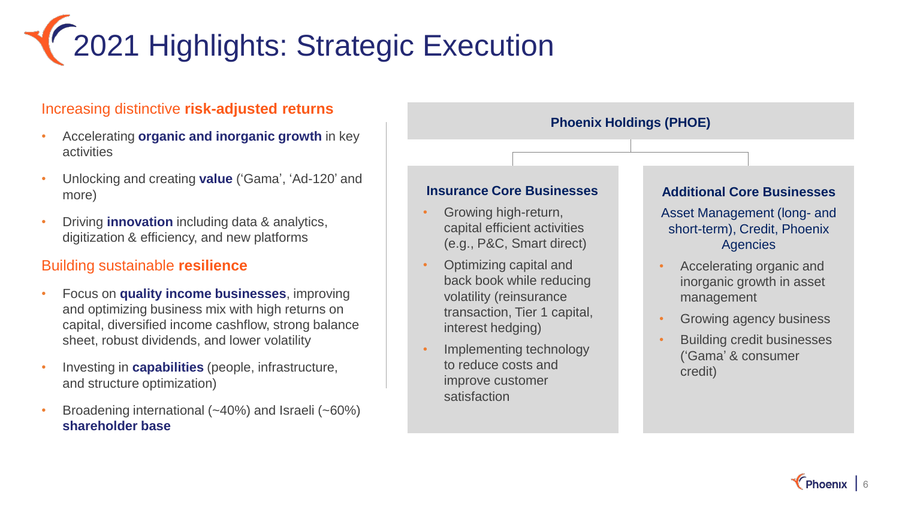# 2021 Highlights: Strategic Execution

## Increasing distinctive **risk-adjusted returns**

- Accelerating **organic and inorganic growth** in key activities
- Unlocking and creating **value** (‘Gama’, ‘Ad-120’ and more)
- Driving **innovation** including data & analytics, digitization & efficiency, and new platforms

## Building sustainable **resilience**

- Focus on **quality income businesses**, improving and optimizing business mix with high returns on capital, diversified income cashflow, strong balance sheet, robust dividends, and lower volatility
- Investing in **capabilities** (people, infrastructure, and structure optimization)
- Broadening international (~40%) and Israeli (~60%) **shareholder base**

## Phoenix Holdings (PHOE)

### Insurance Core Businesses

- Growing high-return, capital efficient activities (e.g., P&C, Smart direct)
- Optimizing capital and back book while reducing volatility (reinsurance transaction, Tier 1 capital, interest hedging)
- Implementing technology to reduce costs and improve customer satisfaction

### Additional Core Businesses

Asset Management (long- and short-term), Credit, Phoenix Agencies

- Accelerating organic and inorganic growth in asset management
- Growing agency business
- Building credit businesses (‘Gama’ & consumer credit)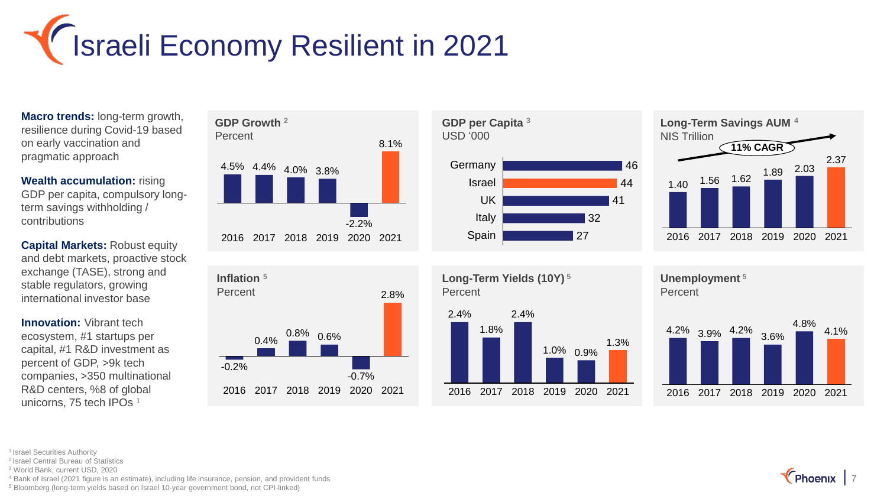# Israeli Economy Resilient in 2021

**Macro trends:** long-term growth, resilience during Covid-19 based on early vaccination and pragmatic approach

**Wealth accumulation:** rising GDP per capita, compulsory long-term savings withholding / contributions

**Capital Markets:** Robust equity and debt markets, proactive stock exchange (TASE), strong and stable regulators, growing international investor base

**Innovation:** Vibrant tech ecosystem, #1 startups per capital, #1 R&D investment as percent of GDP, >9k tech companies, >350 multinational R&D centers, %8 of global unicorns, 75 tech IPOs [1]

**GDP Growth** [2]
Percent

| 2016 | 2017 | 2018 | 2019 | 2020 | 2021 |
|---|---|---|---|---|---|
| 4.5% | 4.4% | 4.0% | 3.8% | -2.2% | 8.1% |

**GDP per Capita** [3]
USD '000

| Country | Value |
|---|---|
| Germany | 46 |
| Israel | 44 |
| UK | 41 |
| Italy | 32 |
| Spain | 27 |

**Long-Term Savings AUM** [4]
NIS Trillion

11% CAGR

| 2016 | 2017 | 2018 | 2019 | 2020 | 2021 |
|---|---|---|---|---|---|
| 1.40 | 1.56 | 1.62 | 1.89 | 2.03 | 2.37 |

**Inflation** [5]
Percent

| 2016 | 2017 | 2018 | 2019 | 2020 | 2021 |
|---|---|---|---|---|---|
| -0.2% | 0.4% | 0.8% | 0.6% | -0.7% | 2.8% |

**Long-Term Yields (10Y)** [5]
Percent

| 2016 | 2017 | 2018 | 2019 | 2020 | 2021 |
|---|---|---|---|---|---|
| 2.4% | 1.8% | 2.4% | 1.0% | 0.9% | 1.3% |

**Unemployment** [5]
Percent

| 2016 | 2017 | 2018 | 2019 | 2020 | 2021 |
|---|---|---|---|---|---|
| 4.2% | 3.9% | 4.2% | 3.6% | 4.8% | 4.1% |

[1] Israel Securities Authority
[2] Israel Central Bureau of Statistics
[3] World Bank, current USD, 2020
[4] Bank of Israel (2021 figure is an estimate), including life insurance, pension, and provident funds
[5] Bloomberg (long-term yields based on Israel 10-year government bond, not CPI-linked)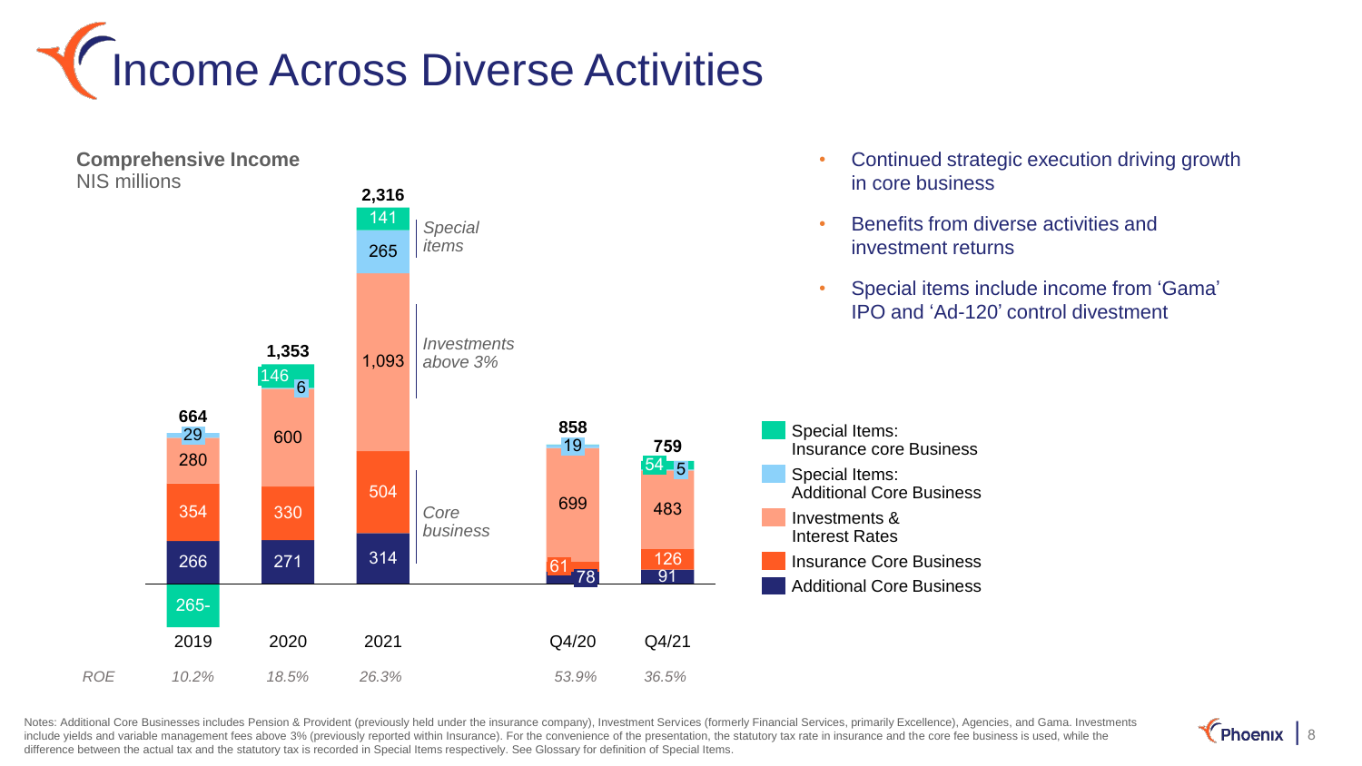# Income Across Diverse Activities

**Comprehensive Income**
NIS millions

| | 2019 | 2020 | 2021 | Q4/20 | Q4/21 |
|---|---|---|---|---|---|
| Special Items: Insurance core Business | 265- | 146 | 141 | | 5 |
| Special Items: Additional Core Business | 29 | 6 | 265 | 19 | 54 |
| Investments & Interest Rates | 280 | 600 | 1,093 | 699 | 483 |
| Insurance Core Business | 354 | 330 | 504 | 61 | 126 |
| Additional Core Business | 266 | 271 | 314 | 78 | 91 |
| **Total** | **664** | **1,353** | **2,316** | **858** | **759** |
| *ROE* | *10.2%* | *18.5%* | *26.3%* | *53.9%* | *36.5%* |

*Special items* · *Investments above 3%* · *Core business*

- Continued strategic execution driving growth in core business
- Benefits from diverse activities and investment returns
- Special items include income from 'Gama' IPO and 'Ad-120' control divestment

Notes: Additional Core Businesses includes Pension & Provident (previously held under the insurance company), Investment Services (formerly Financial Services, primarily Excellence), Agencies, and Gama. Investments include yields and variable management fees above 3% (previously reported within Insurance). For the convenience of the presentation, the statutory tax rate in insurance and the core fee business is used, while the difference between the actual tax and the statutory tax is recorded in Special Items respectively. See Glossary for definition of Special Items.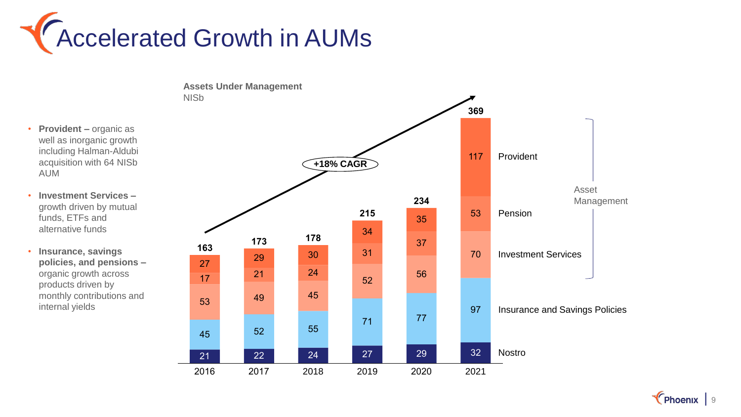# Accelerated Growth in AUMs

- **Provident –** organic as well as inorganic growth including Halman-Aldubi acquisition with 64 NISb AUM
- **Investment Services –** growth driven by mutual funds, ETFs and alternative funds
- **Insurance, savings policies, and pensions –** organic growth across products driven by monthly contributions and internal yields

**Assets Under Management**
NISb

+18% CAGR

| | 2016 | 2017 | 2018 | 2019 | 2020 | 2021 |
|---|---|---|---|---|---|---|
| Provident | 27 | 29 | 30 | 34 | 35 | 117 |
| Pension | 17 | 21 | 24 | 31 | 37 | 53 |
| Investment Services | 53 | 49 | 45 | 52 | 56 | 70 |
| Insurance and Savings Policies | 45 | 52 | 55 | 71 | 77 | 97 |
| Nostro | 21 | 22 | 24 | 27 | 29 | 32 |
| **Total** | **163** | **173** | **178** | **215** | **234** | **369** |

Asset Management: Provident, Pension, Investment Services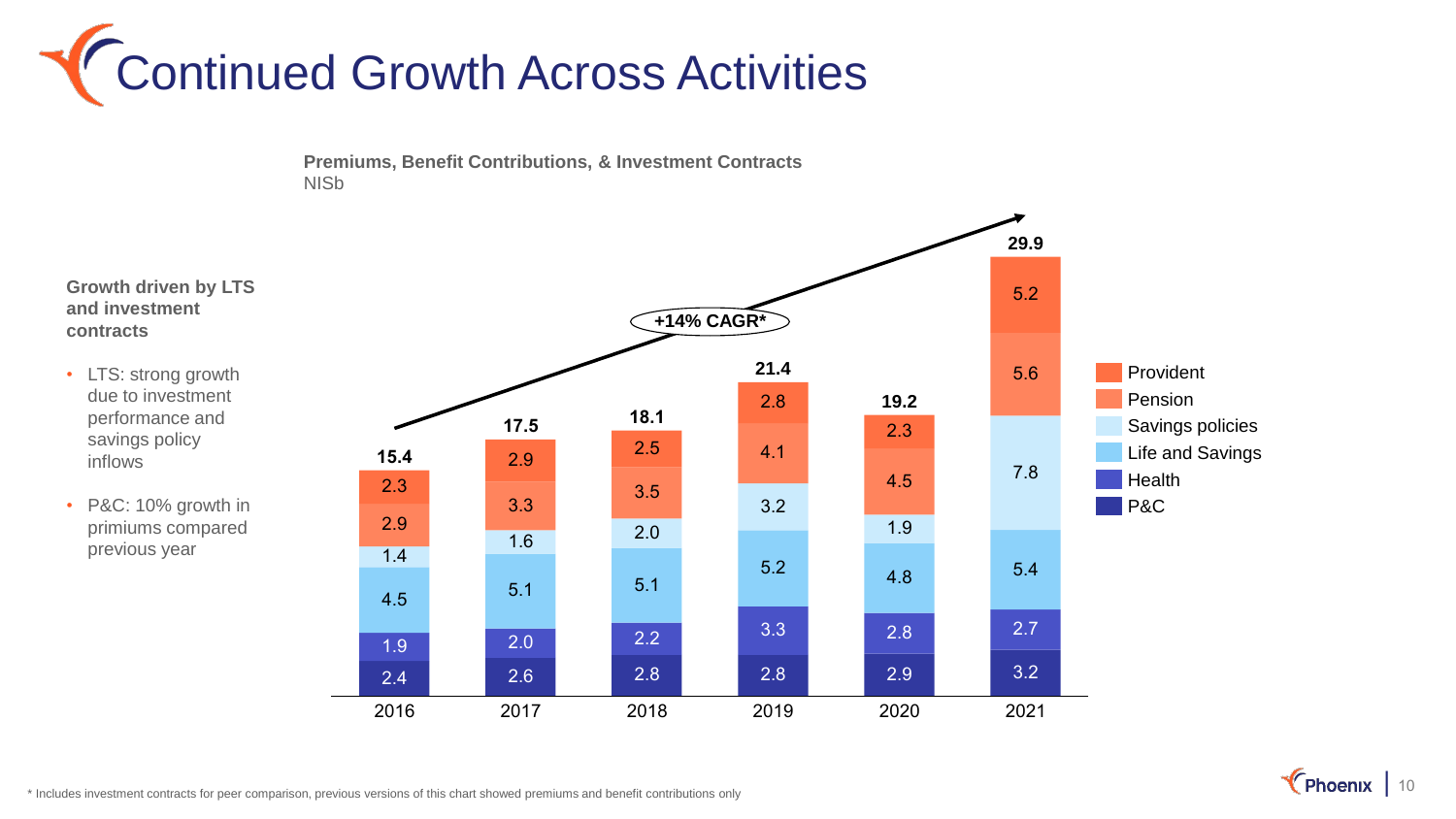# Continued Growth Across Activities

**Growth driven by LTS and investment contracts**

- LTS: strong growth due to investment performance and savings policy inflows
- P&C: 10% growth in primiums compared previous year

**Premiums, Benefit Contributions, & Investment Contracts**
NISb

| | 2016 | 2017 | 2018 | 2019 | 2020 | 2021 |
|---|---|---|---|---|---|---|
| Provident | 2.3 | 2.9 | 2.5 | 2.8 | 2.3 | 5.2 |
| Pension | 2.9 | 3.3 | 3.5 | 4.1 | 4.5 | 5.6 |
| Savings policies | 1.4 | 1.6 | 2.0 | 3.2 | 1.9 | 7.8 |
| Life and Savings | 4.5 | 5.1 | 5.1 | 5.2 | 4.8 | 5.4 |
| Health | 1.9 | 2.0 | 2.2 | 3.3 | 2.8 | 2.7 |
| P&C | 2.4 | 2.6 | 2.8 | 2.8 | 2.9 | 3.2 |
| **Total** | **15.4** | **17.5** | **18.1** | **21.4** | **19.2** | **29.9** |

+14% CAGR*

\* Includes investment contracts for peer comparison, previous versions of this chart showed premiums and benefit contributions only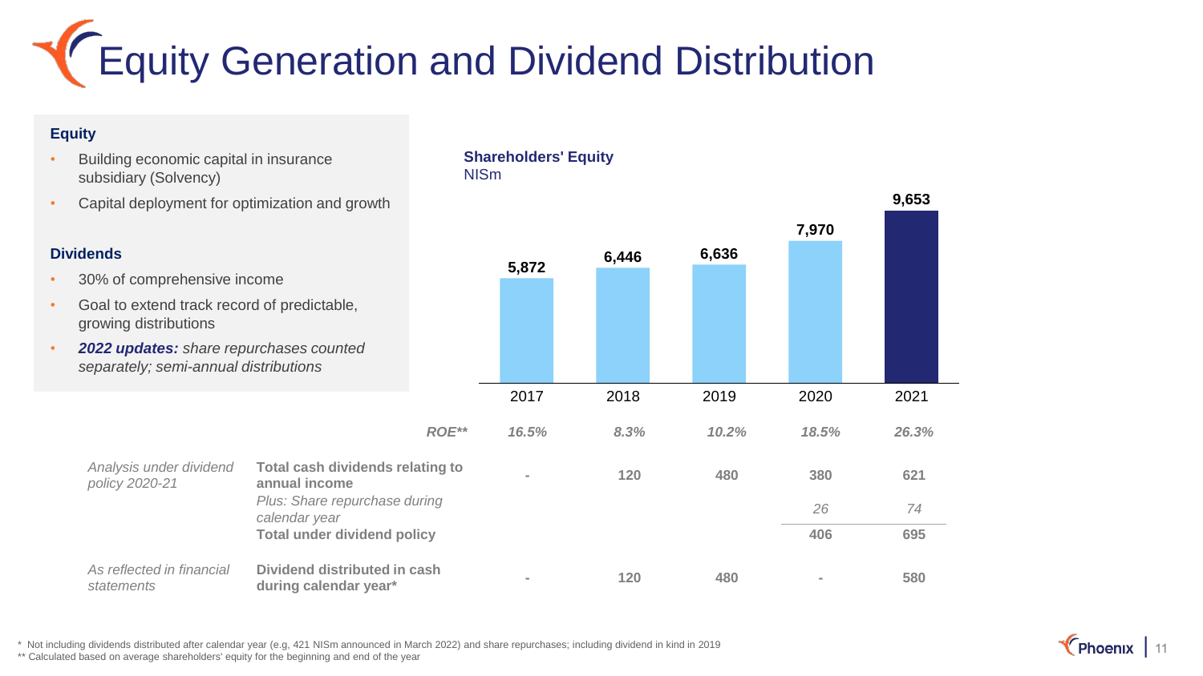# Equity Generation and Dividend Distribution

**Equity**

- Building economic capital in insurance subsidiary (Solvency)
- Capital deployment for optimization and growth

**Dividends**

- 30% of comprehensive income
- Goal to extend track record of predictable, growing distributions
- ***2022 updates:*** *share repurchases counted separately; semi-annual distributions*

**Shareholders' Equity**
NISm

| | | 2017 | 2018 | 2019 | 2020 | 2021 |
|---|---|---|---|---|---|---|
| | Shareholders' Equity | 5,872 | 6,446 | 6,636 | 7,970 | 9,653 |
| | *ROE*** | *16.5%* | *8.3%* | *10.2%* | *18.5%* | *26.3%* |
| *Analysis under dividend policy 2020-21* | **Total cash dividends relating to annual income** | - | 120 | 480 | 380 | 621 |
| | *Plus: Share repurchase during calendar year* | | | | *26* | *74* |
| | **Total under dividend policy** | | | | 406 | 695 |
| *As reflected in financial statements* | **Dividend distributed in cash during calendar year*** | - | 120 | 480 | - | 580 |

\* Not including dividends distributed after calendar year (e.g, 421 NISm announced in March 2022) and share repurchases; including dividend in kind in 2019

** Calculated based on average shareholders' equity for the beginning and end of the year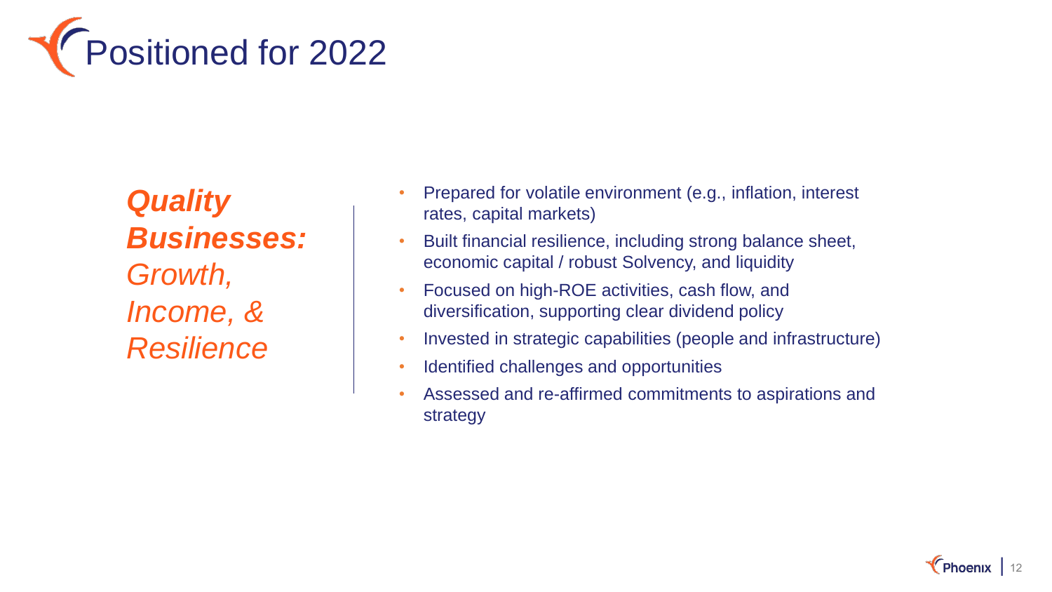# Positioned for 2022

***Quality Businesses:*** *Growth, Income, & Resilience*

- Prepared for volatile environment (e.g., inflation, interest rates, capital markets)
- Built financial resilience, including strong balance sheet, economic capital / robust Solvency, and liquidity
- Focused on high-ROE activities, cash flow, and diversification, supporting clear dividend policy
- Invested in strategic capabilities (people and infrastructure)
- Identified challenges and opportunities
- Assessed and re-affirmed commitments to aspirations and strategy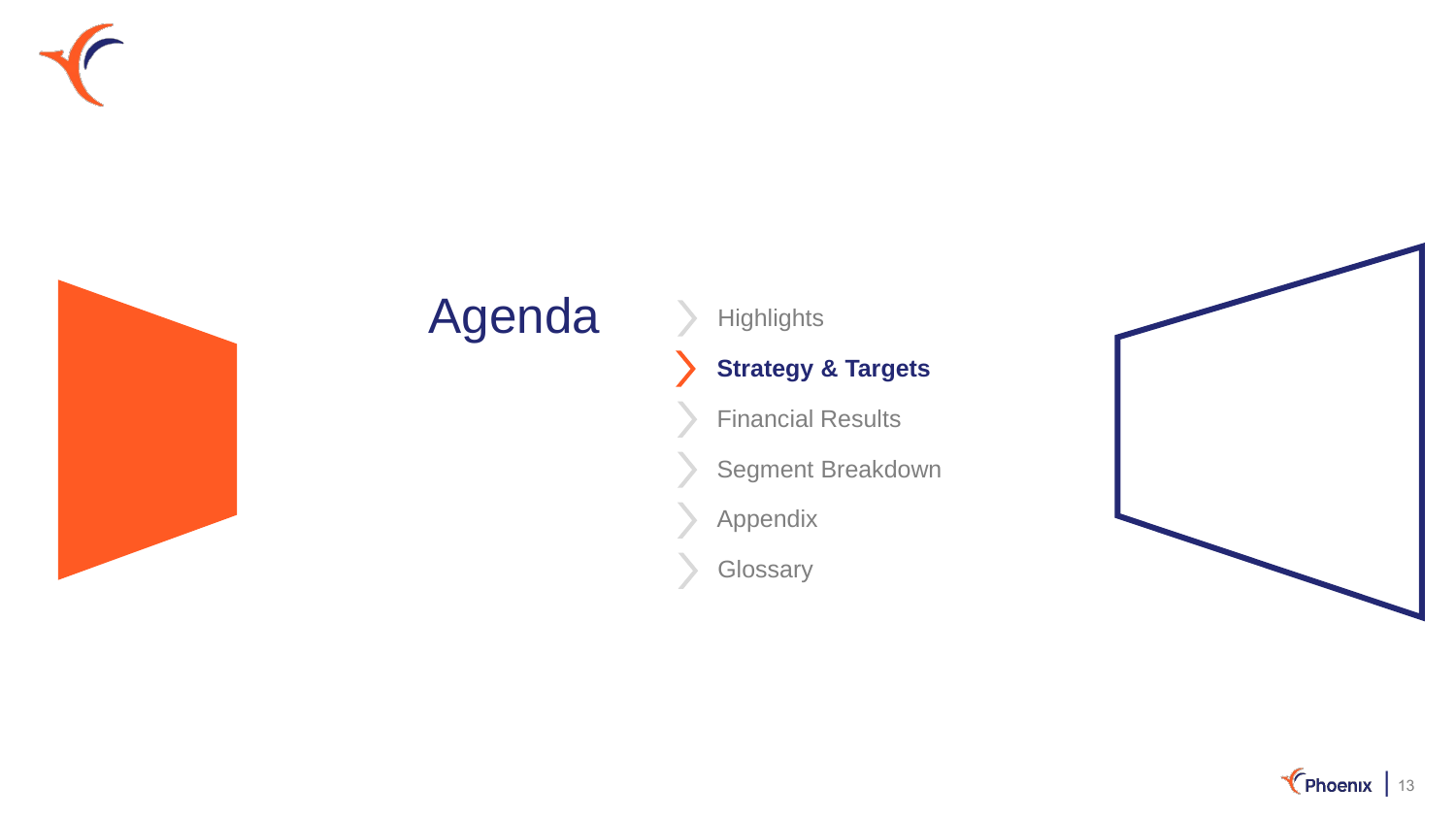# Agenda

- Highlights
- **Strategy & Targets**
- Financial Results
- Segment Breakdown
- Appendix
- Glossary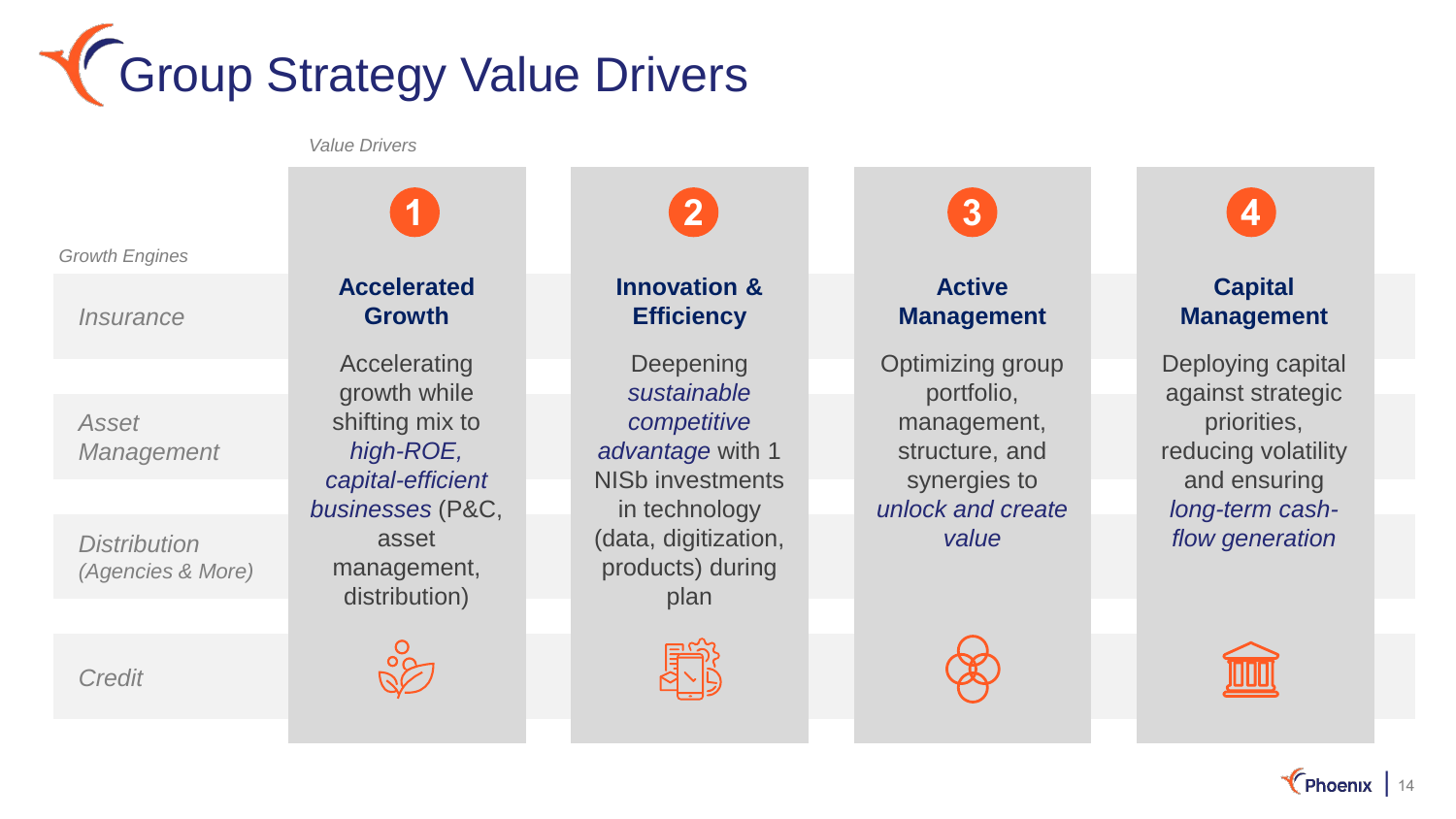# Group Strategy Value Drivers

*Value Drivers*

*Growth Engines*

- *Insurance*
- *Asset Management*
- *Distribution (Agencies & More)*
- *Credit*

| 1 | 2 | 3 | 4 |
|---|---|---|---|
| **Accelerated Growth** | **Innovation & Efficiency** | **Active Management** | **Capital Management** |
| Accelerating growth while shifting mix to *high-ROE, capital-efficient businesses* (P&C, asset management, distribution) | Deepening *sustainable competitive advantage* with 1 NISb investments in technology (data, digitization, products) during plan | Optimizing group portfolio, management, structure, and synergies to *unlock and create value* | Deploying capital against strategic priorities, reducing volatility and ensuring *long-term cash-flow generation* |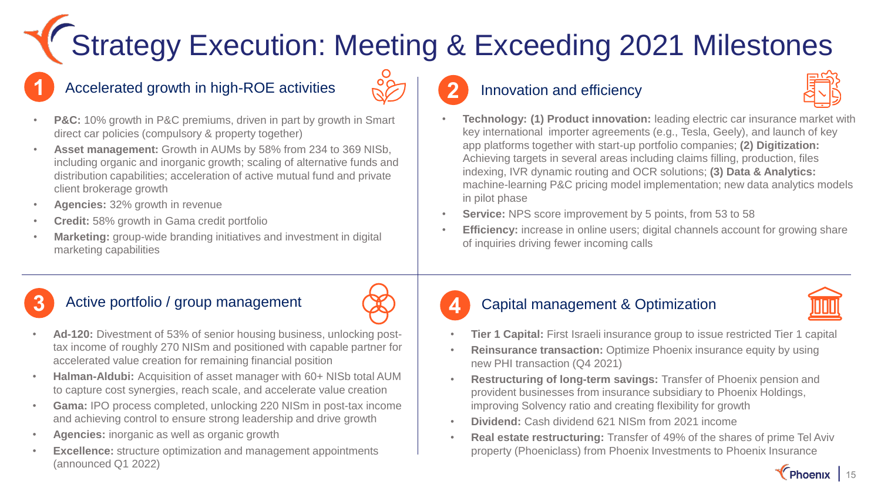# Strategy Execution: Meeting & Exceeding 2021 Milestones

## 1 Accelerated growth in high-ROE activities

- **P&C:** 10% growth in P&C premiums, driven in part by growth in Smart direct car policies (compulsory & property together)
- **Asset management:** Growth in AUMs by 58% from 234 to 369 NISb, including organic and inorganic growth; scaling of alternative funds and distribution capabilities; acceleration of active mutual fund and private client brokerage growth
- **Agencies:** 32% growth in revenue
- **Credit:** 58% growth in Gama credit portfolio
- **Marketing:** group-wide branding initiatives and investment in digital marketing capabilities

## 2 Innovation and efficiency

- **Technology: (1) Product innovation:** leading electric car insurance market with key international importer agreements (e.g., Tesla, Geely), and launch of key app platforms together with start-up portfolio companies; **(2) Digitization:** Achieving targets in several areas including claims filling, production, files indexing, IVR dynamic routing and OCR solutions; **(3) Data & Analytics:** machine-learning P&C pricing model implementation; new data analytics models in pilot phase
- **Service:** NPS score improvement by 5 points, from 53 to 58
- **Efficiency:** increase in online users; digital channels account for growing share of inquiries driving fewer incoming calls

## 3 Active portfolio / group management

- **Ad-120:** Divestment of 53% of senior housing business, unlocking post-tax income of roughly 270 NISm and positioned with capable partner for accelerated value creation for remaining financial position
- **Halman-Aldubi:** Acquisition of asset manager with 60+ NISb total AUM to capture cost synergies, reach scale, and accelerate value creation
- **Gama:** IPO process completed, unlocking 220 NISm in post-tax income and achieving control to ensure strong leadership and drive growth
- **Agencies:** inorganic as well as organic growth
- **Excellence:** structure optimization and management appointments (announced Q1 2022)

## 4 Capital management & Optimization

- **Tier 1 Capital:** First Israeli insurance group to issue restricted Tier 1 capital
- **Reinsurance transaction:** Optimize Phoenix insurance equity by using new PHI transaction (Q4 2021)
- **Restructuring of long-term savings:** Transfer of Phoenix pension and provident businesses from insurance subsidiary to Phoenix Holdings, improving Solvency ratio and creating flexibility for growth
- **Dividend:** Cash dividend 621 NISm from 2021 income
- **Real estate restructuring:** Transfer of 49% of the shares of prime Tel Aviv property (Phoeniclass) from Phoenix Investments to Phoenix Insurance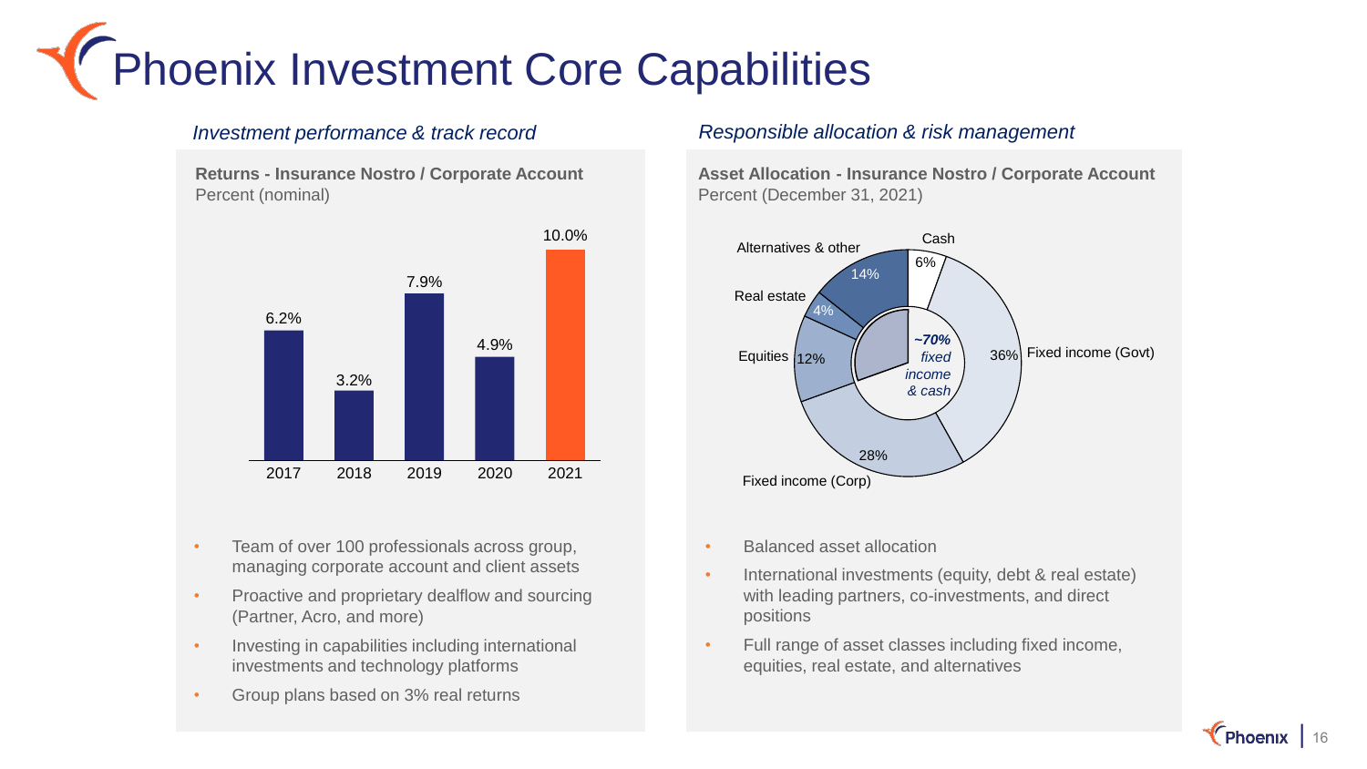# Phoenix Investment Core Capabilities

*Investment performance & track record*

**Returns - Insurance Nostro / Corporate Account**
Percent (nominal)

| Year | Return |
|---|---|
| 2017 | 6.2% |
| 2018 | 3.2% |
| 2019 | 7.9% |
| 2020 | 4.9% |
| 2021 | 10.0% |

- Team of over 100 professionals across group, managing corporate account and client assets
- Proactive and proprietary dealflow and sourcing (Partner, Acro, and more)
- Investing in capabilities including international investments and technology platforms
- Group plans based on 3% real returns

*Responsible allocation & risk management*

**Asset Allocation - Insurance Nostro / Corporate Account**
Percent (December 31, 2021)

| Asset class | Share |
|---|---|
| Cash | 6% |
| Fixed income (Govt) | 36% |
| Fixed income (Corp) | 28% |
| Equities | 12% |
| Real estate | 4% |
| Alternatives & other | 14% |

*~70% fixed income & cash*

- Balanced asset allocation
- International investments (equity, debt & real estate) with leading partners, co-investments, and direct positions
- Full range of asset classes including fixed income, equities, real estate, and alternatives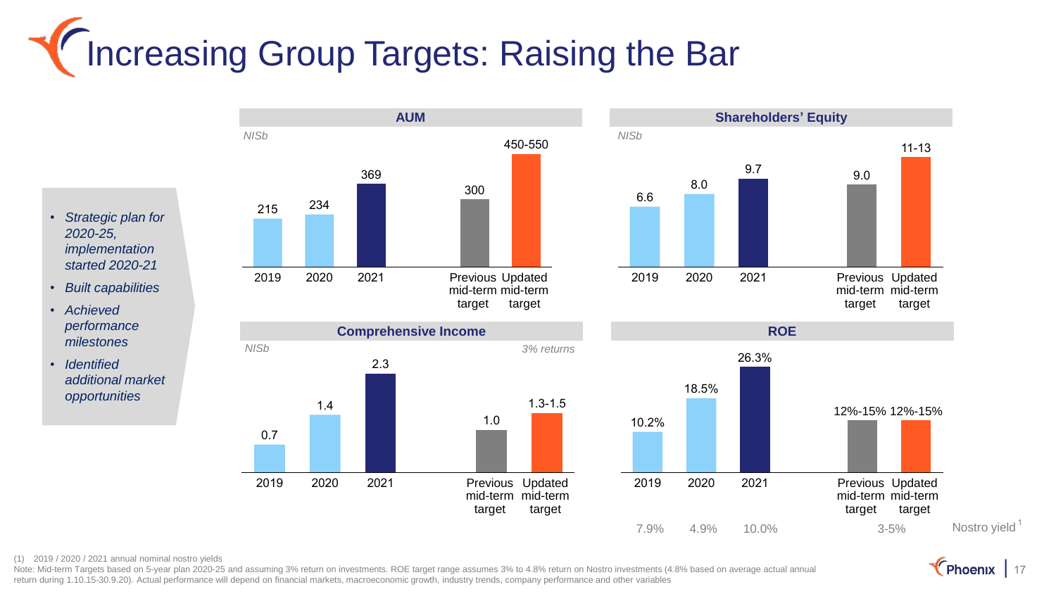# Increasing Group Targets: Raising the Bar

- *Strategic plan for 2020-25, implementation started 2020-21*
- *Built capabilities*
- *Achieved performance milestones*
- *Identified additional market opportunities*

### AUM

*NISb*

| 2019 | 2020 | 2021 | Previous mid-term target | Updated mid-term target |
|---|---|---|---|---|
| 215 | 234 | 369 | 300 | 450-550 |

### Shareholders' Equity

*NISb*

| 2019 | 2020 | 2021 | Previous mid-term target | Updated mid-term target |
|---|---|---|---|---|
| 6.6 | 8.0 | 9.7 | 9.0 | 11-13 |

### Comprehensive Income

*NISb* — *3% returns*

| 2019 | 2020 | 2021 | Previous mid-term target | Updated mid-term target |
|---|---|---|---|---|
| 0.7 | 1.4 | 2.3 | 1.0 | 1.3-1.5 |

### ROE

| | 2019 | 2020 | 2021 | Previous mid-term target | Updated mid-term target |
|---|---|---|---|---|---|
| ROE | 10.2% | 18.5% | 26.3% | 12%-15% | 12%-15% |
| Nostro yield[1] | 7.9% | 4.9% | 10.0% | 3-5% | |

(1) 2019 / 2020 / 2021 annual nominal nostro yields

Note: Mid-term Targets based on 5-year plan 2020-25 and assuming 3% return on investments. ROE target range assumes 3% to 4.8% return on Nostro investments (4.8% based on average actual annual return during 1.10.15-30.9.20). Actual performance will depend on financial markets, macroeconomic growth, industry trends, company performance and other variables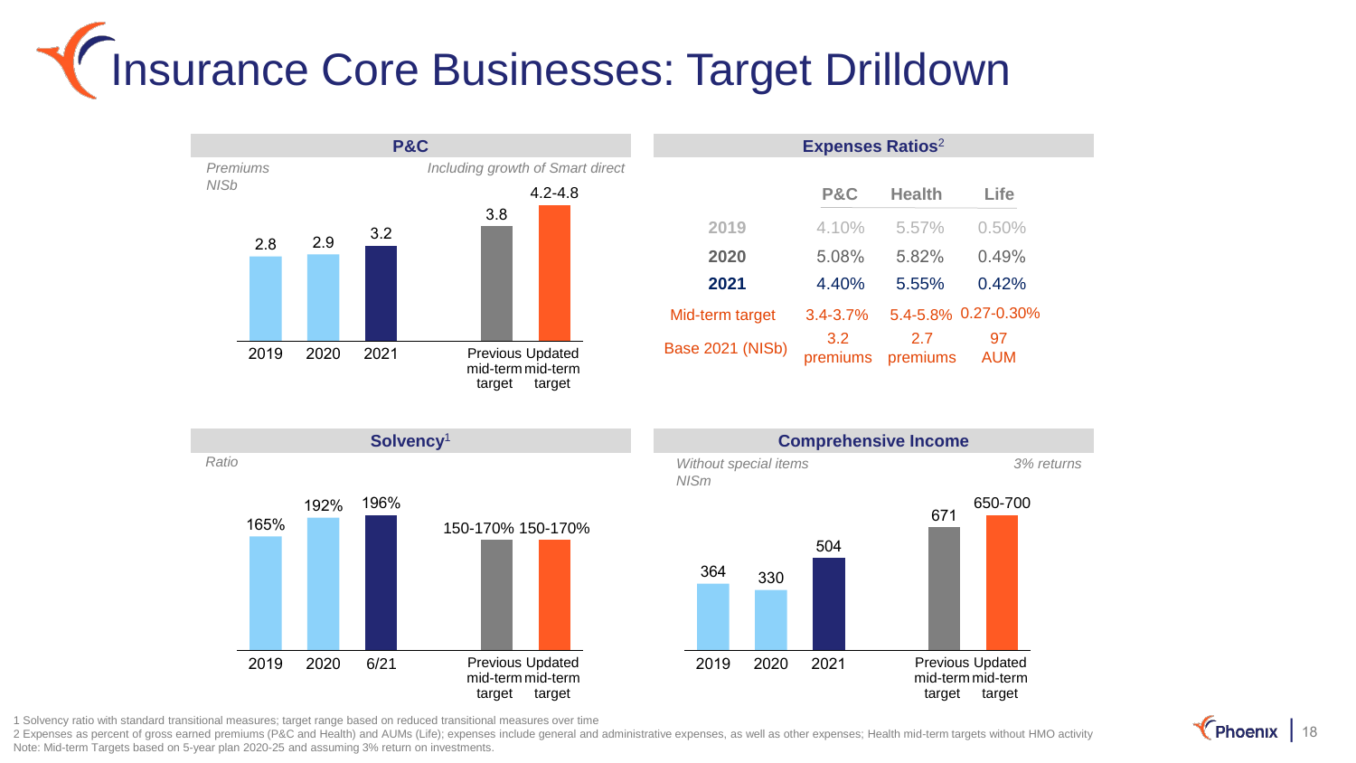# Insurance Core Businesses: Target Drilldown

## P&C

*Premiums NISb* — *Including growth of Smart direct*

| 2019 | 2020 | 2021 | Previous mid-term target | Updated mid-term target |
|---|---|---|---|---|
| 2.8 | 2.9 | 3.2 | 3.8 | 4.2-4.8 |

## Expenses Ratios[2]

| | P&C | Health | Life |
|---|---|---|---|
| 2019 | 4.10% | 5.57% | 0.50% |
| 2020 | 5.08% | 5.82% | 0.49% |
| 2021 | 4.40% | 5.55% | 0.42% |
| Mid-term target | 3.4-3.7% | 5.4-5.8% | 0.27-0.30% |
| Base 2021 (NISb) | 3.2 premiums | 2.7 premiums | 97 AUM |

## Solvency[1]

*Ratio*

| 2019 | 2020 | 6/21 | Previous mid-term target | Updated mid-term target |
|---|---|---|---|---|
| 165% | 192% | 196% | 150-170% | 150-170% |

## Comprehensive Income

*Without special items NISm* — *3% returns*

| 2019 | 2020 | 2021 | Previous mid-term target | Updated mid-term target |
|---|---|---|---|---|
| 364 | 330 | 504 | 671 | 650-700 |

1 Solvency ratio with standard transitional measures; target range based on reduced transitional measures over time

2 Expenses as percent of gross earned premiums (P&C and Health) and AUMs (Life); expenses include general and administrative expenses, as well as other expenses; Health mid-term targets without HMO activity

Note: Mid-term Targets based on 5-year plan 2020-25 and assuming 3% return on investments.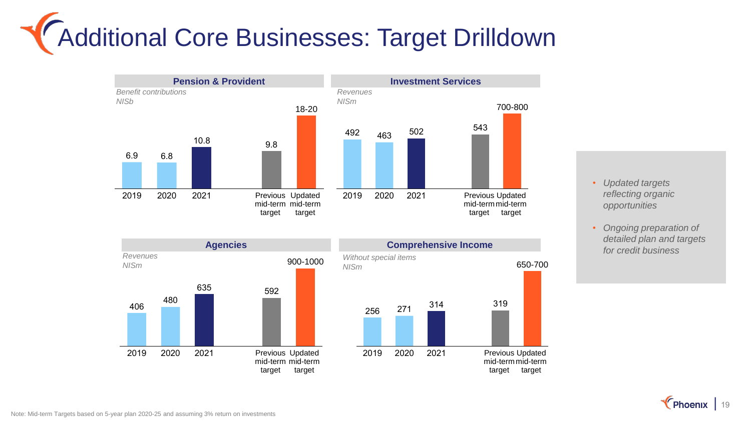# Additional Core Businesses: Target Drilldown

### Pension & Provident

*Benefit contributions NISb*

| 2019 | 2020 | 2021 | Previous mid-term target | Updated mid-term target |
|---|---|---|---|---|
| 6.9 | 6.8 | 10.8 | 9.8 | 18-20 |

### Investment Services

*Revenues NISm*

| 2019 | 2020 | 2021 | Previous mid-term target | Updated mid-term target |
|---|---|---|---|---|
| 492 | 463 | 502 | 543 | 700-800 |

### Agencies

*Revenues NISm*

| 2019 | 2020 | 2021 | Previous mid-term target | Updated mid-term target |
|---|---|---|---|---|
| 406 | 480 | 635 | 592 | 900-1000 |

### Comprehensive Income

*Without special items NISm*

| 2019 | 2020 | 2021 | Previous mid-term target | Updated mid-term target |
|---|---|---|---|---|
| 256 | 271 | 314 | 319 | 650-700 |

- *Updated targets reflecting organic opportunities*
- *Ongoing preparation of detailed plan and targets for credit business*

Note: Mid-term Targets based on 5-year plan 2020-25 and assuming 3% return on investments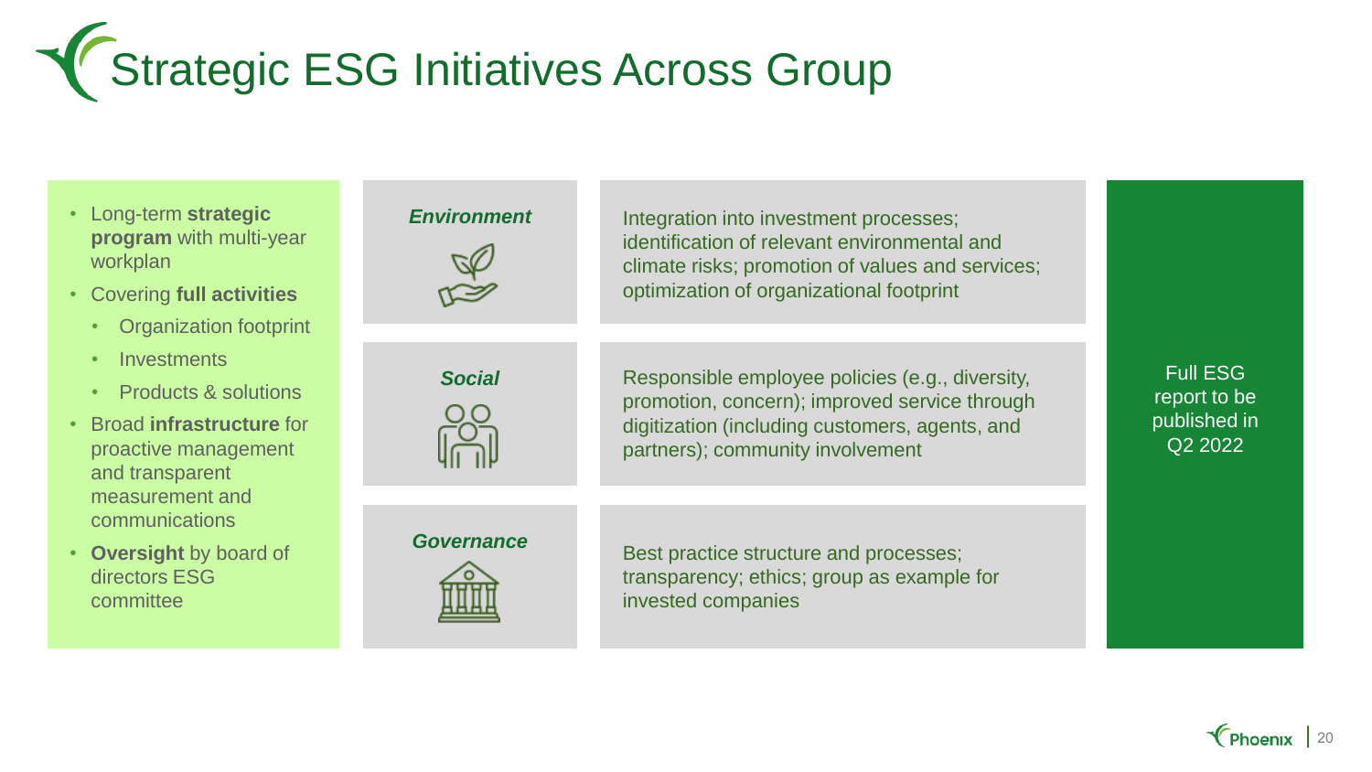# Strategic ESG Initiatives Across Group

- Long-term **strategic program** with multi-year workplan
- Covering **full activities**
  - Organization footprint
  - Investments
  - Products & solutions
- Broad **infrastructure** for proactive management and transparent measurement and communications
- **Oversight** by board of directors ESG committee

| | |
|---|---|
| ***Environment*** | Integration into investment processes; identification of relevant environmental and climate risks; promotion of values and services; optimization of organizational footprint |
| ***Social*** | Responsible employee policies (e.g., diversity, promotion, concern); improved service through digitization (including customers, agents, and partners); community involvement |
| ***Governance*** | Best practice structure and processes; transparency; ethics; group as example for invested companies |

Full ESG report to be published in Q2 2022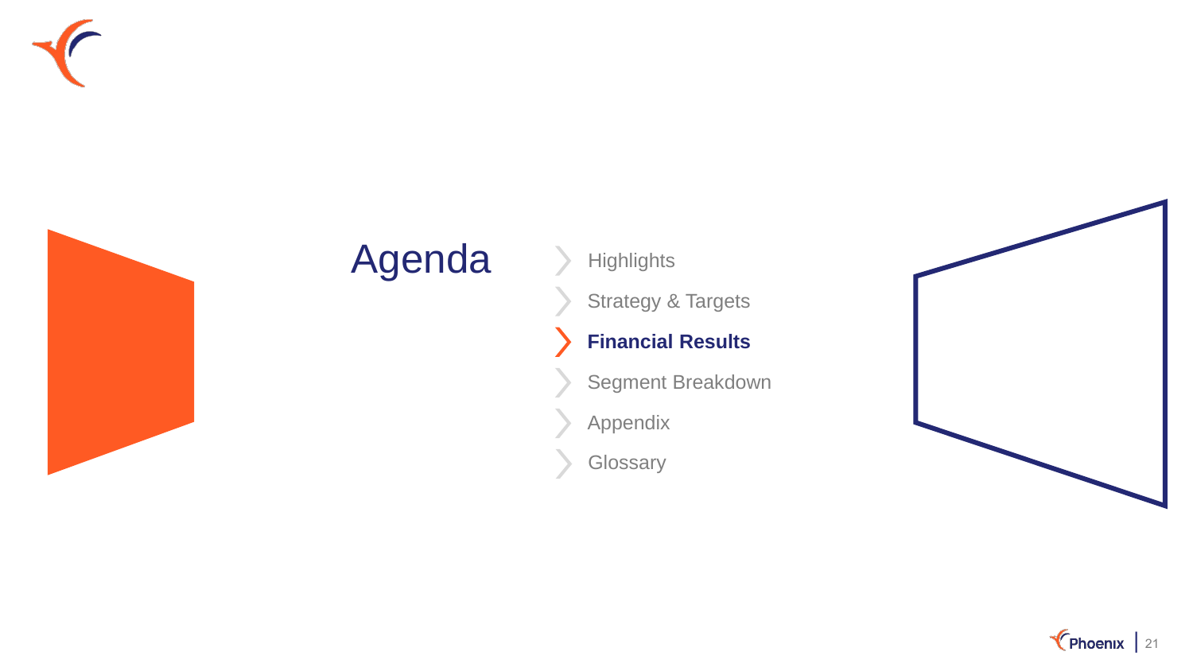# Agenda

- Highlights
- Strategy & Targets
- **Financial Results**
- Segment Breakdown
- Appendix
- Glossary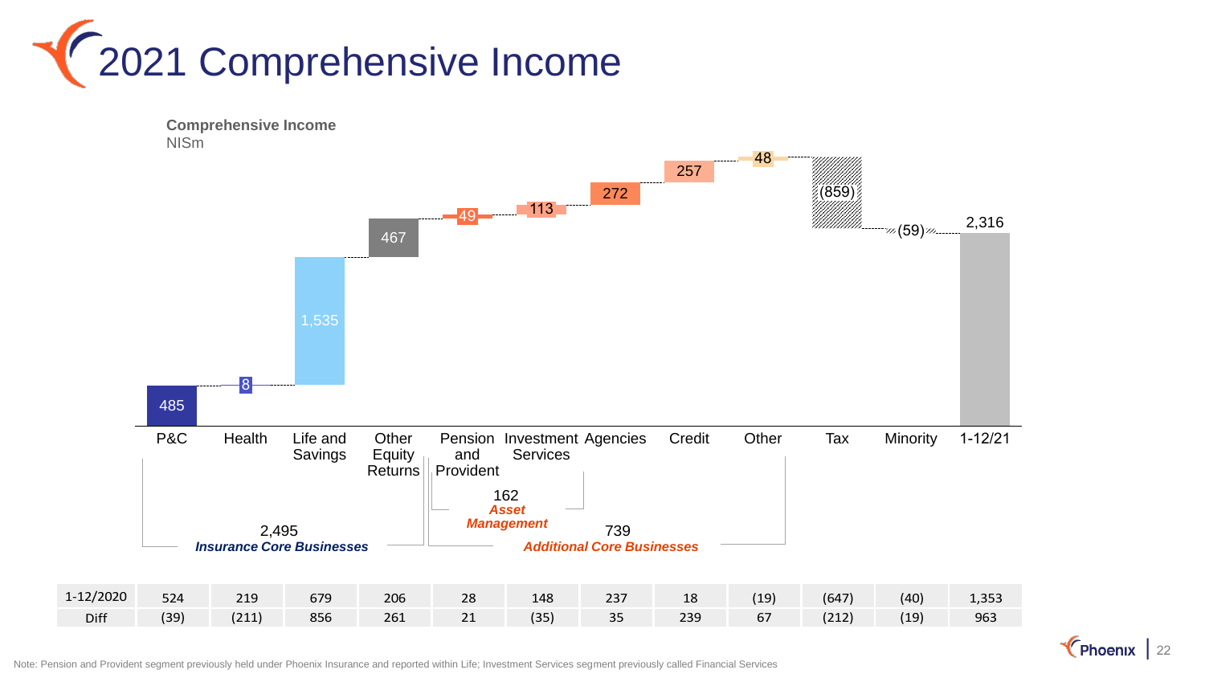# 2021 Comprehensive Income

**Comprehensive Income**
NISm

| | P&C | Health | Life and Savings | Other Equity Returns | Pension and Provident | Investment Services | Agencies | Credit | Other | Tax | Minority | 1-12/21 |
|---|---|---|---|---|---|---|---|---|---|---|---|---|
| 1-12/21 | 485 | 8 | 1,535 | 467 | 49 | 113 | 272 | 257 | 48 | (859) | (59) | 2,316 |
| 1-12/2020 | 524 | 219 | 679 | 206 | 28 | 148 | 237 | 18 | (19) | (647) | (40) | 1,353 |
| Diff | (39) | (211) | 856 | 261 | 21 | (35) | 35 | 239 | 67 | (212) | (19) | 963 |

2,495 *Insurance Core Businesses* (P&C, Health, Life and Savings, Other Equity Returns)

162 *Asset Management* (Pension and Provident, Investment Services)

739 *Additional Core Businesses* (Pension and Provident, Investment Services, Agencies, Credit, Other)

Note: Pension and Provident segment previously held under Phoenix Insurance and reported within Life; Investment Services segment previously called Financial Services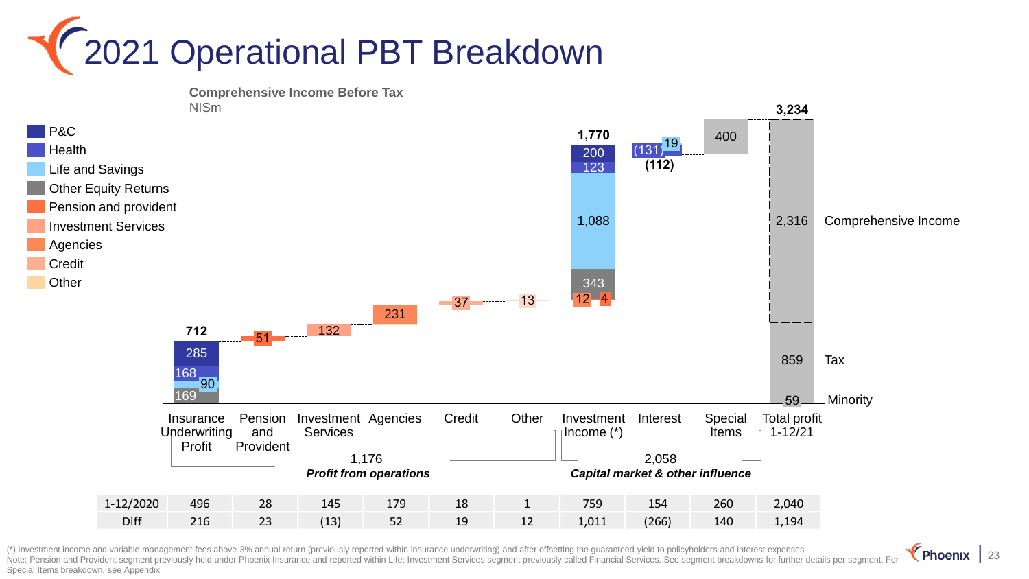# 2021 Operational PBT Breakdown

**Comprehensive Income Before Tax**
NISm

Legend: P&C, Health, Life and Savings, Other Equity Returns, Pension and provident, Investment Services, Agencies, Credit, Other

| | Insurance Underwriting Profit | Pension and Provident | Investment Services | Agencies | Credit | Other | Investment Income (*) | Interest | Special Items | Total profit 1-12/21 |
|---|---|---|---|---|---|---|---|---|---|---|
| 2021 | 712 (P&C 285, Health 168, Life and Savings 90, Other Equity Returns 169) | 51 | 132 | 231 | 37 | 13 | 1,770 (P&C 200, Health 123, Life and Savings 1,088, Other Equity Returns 343, 12, 4) | (112) ((131), 19) | 400 | 3,234 (Comprehensive Income 2,316, Tax 859, Minority 59) |
| 1-12/2020 | 496 | 28 | 145 | 179 | 18 | 1 | 759 | 154 | 260 | 2,040 |
| Diff | 216 | 23 | (13) | 52 | 19 | 12 | 1,011 | (266) | 140 | 1,194 |

*Profit from operations*: 1,176

*Capital market & other influence*: 2,058

(*) Investment income and variable management fees above 3% annual return (previously reported within insurance underwriting) and after offsetting the guaranteed yield to policyholders and interest expenses
Note: Pension and Provident segment previously held under Phoenix Insurance and reported within Life; Investment Services segment previously called Financial Services. See segment breakdowns for further details per segment. For Special Items breakdown, see Appendix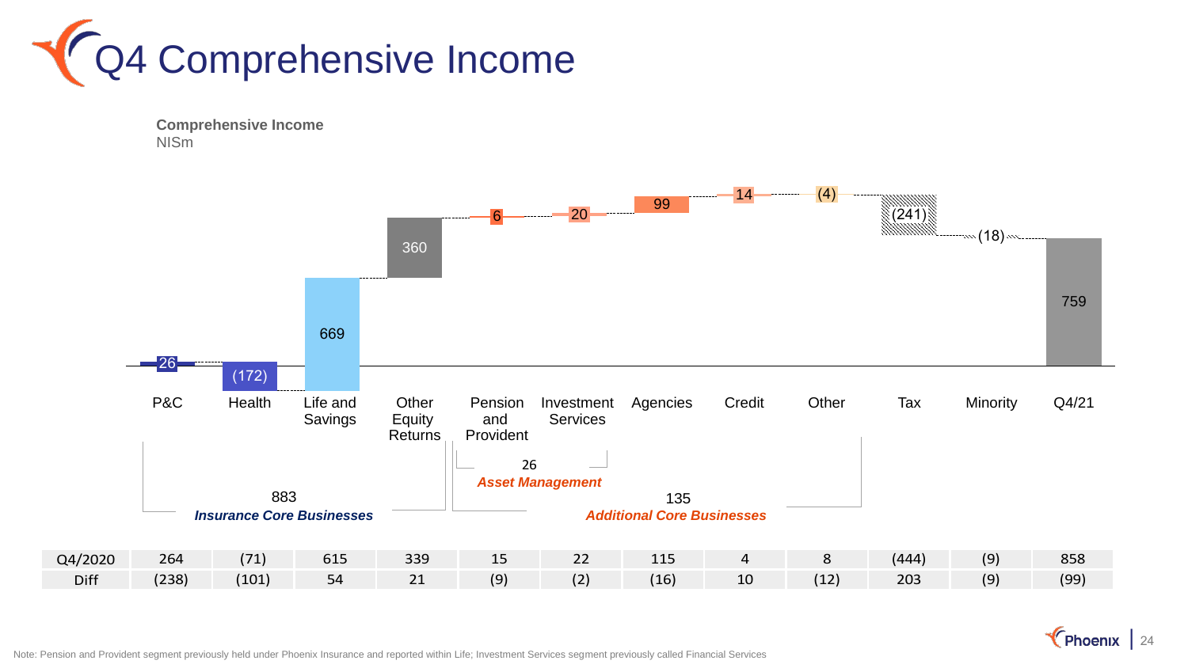# Q4 Comprehensive Income

**Comprehensive Income**
NISm

| | P&C | Health | Life and Savings | Other Equity Returns | Pension and Provident | Investment Services | Agencies | Credit | Other | Tax | Minority | Q4/21 |
|---|---|---|---|---|---|---|---|---|---|---|---|---|
| Q4/21 | 26 | (172) | 669 | 360 | 6 | 20 | 99 | 14 | (4) | (241) | (18) | 759 |
| Q4/2020 | 264 | (71) | 615 | 339 | 15 | 22 | 115 | 4 | 8 | (444) | (9) | 858 |
| Diff | (238) | (101) | 54 | 21 | (9) | (2) | (16) | 10 | (12) | 203 | (9) | (99) |

883 *Insurance Core Businesses*

26 *Asset Management*

135 *Additional Core Businesses*

Note: Pension and Provident segment previously held under Phoenix Insurance and reported within Life; Investment Services segment previously called Financial Services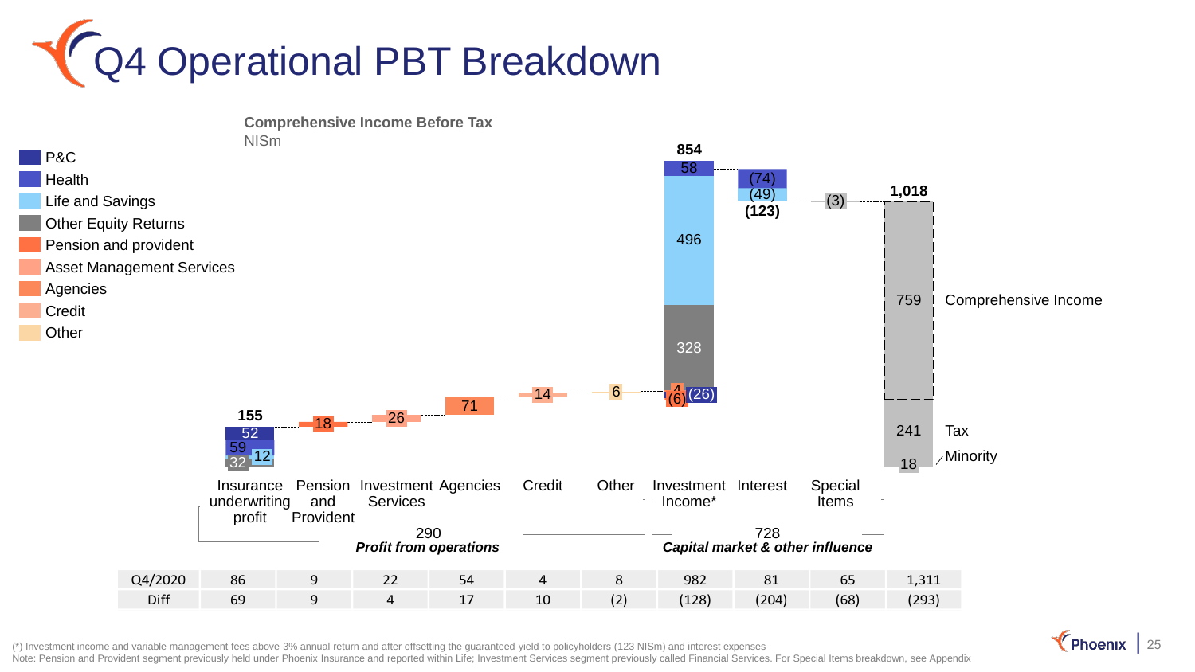# Q4 Operational PBT Breakdown

**Comprehensive Income Before Tax**
NISm

Legend: P&C, Health, Life and Savings, Other Equity Returns, Pension and provident, Asset Management Services, Agencies, Credit, Other

| | Insurance underwriting profit | Pension and Provident | Investment Services | Agencies | Credit | Other | Investment Income* | Interest | Special Items | Total |
|---|---|---|---|---|---|---|---|---|---|---|
| Q4/2021 | 155 (P&C 52, Health 59, Life and Savings 12, Other Equity Returns 32) | 18 | 26 | 71 | 14 | 6 | 854 (Health 58, Life and Savings 496, Other Equity Returns 328, Pension and provident 4, Pension and provident (6), P&C (26)) | (123) (Health (74), Life and Savings (49)) | (3) | 1,018 (Comprehensive Income 759, Tax 241, Minority 18) |

Profit from operations: 290

Capital market & other influence: 728

| | Insurance underwriting profit | Pension and Provident | Investment Services | Agencies | Credit | Other | Investment Income* | Interest | Special Items | Total |
|---|---|---|---|---|---|---|---|---|---|---|
| Q4/2020 | 86 | 9 | 22 | 54 | 4 | 8 | 982 | 81 | 65 | 1,311 |
| Diff | 69 | 9 | 4 | 17 | 10 | (2) | (128) | (204) | (68) | (293) |

(*) Investment income and variable management fees above 3% annual return and after offsetting the guaranteed yield to policyholders (123 NISm) and interest expenses

Note: Pension and Provident segment previously held under Phoenix Insurance and reported within Life; Investment Services segment previously called Financial Services. For Special Items breakdown, see Appendix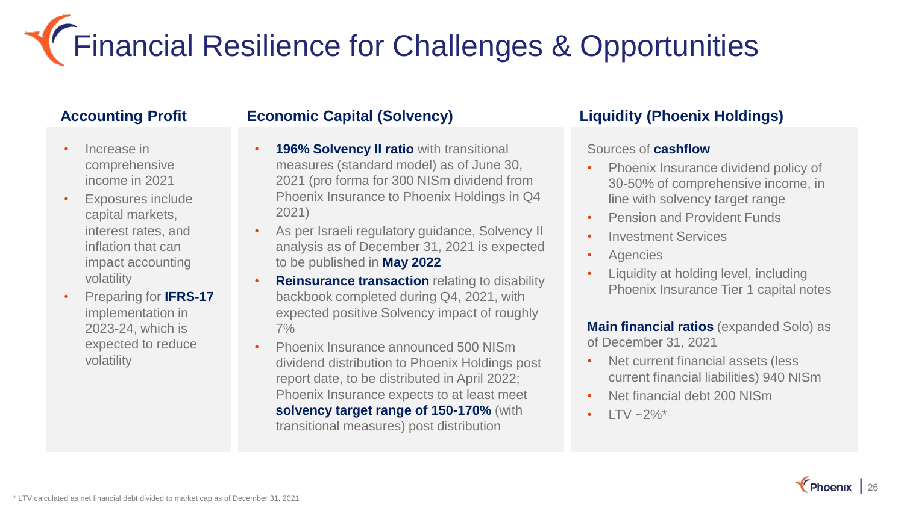# Financial Resilience for Challenges & Opportunities

## Accounting Profit

- Increase in comprehensive income in 2021
- Exposures include capital markets, interest rates, and inflation that can impact accounting volatility
- Preparing for **IFRS-17** implementation in 2023-24, which is expected to reduce volatility

## Economic Capital (Solvency)

- **196% Solvency II ratio** with transitional measures (standard model) as of June 30, 2021 (pro forma for 300 NISm dividend from Phoenix Insurance to Phoenix Holdings in Q4 2021)
- As per Israeli regulatory guidance, Solvency II analysis as of December 31, 2021 is expected to be published in **May 2022**
- **Reinsurance transaction** relating to disability backbook completed during Q4, 2021, with expected positive Solvency impact of roughly 7%
- Phoenix Insurance announced 500 NISm dividend distribution to Phoenix Holdings post report date, to be distributed in April 2022; Phoenix Insurance expects to at least meet **solvency target range of 150-170%** (with transitional measures) post distribution

## Liquidity (Phoenix Holdings)

Sources of **cashflow**

- Phoenix Insurance dividend policy of 30-50% of comprehensive income, in line with solvency target range
- Pension and Provident Funds
- Investment Services
- Agencies
- Liquidity at holding level, including Phoenix Insurance Tier 1 capital notes

**Main financial ratios** (expanded Solo) as of December 31, 2021

- Net current financial assets (less current financial liabilities) 940 NISm
- Net financial debt 200 NISm
- LTV ~2%*

* LTV calculated as net financial debt divided to market cap as of December 31, 2021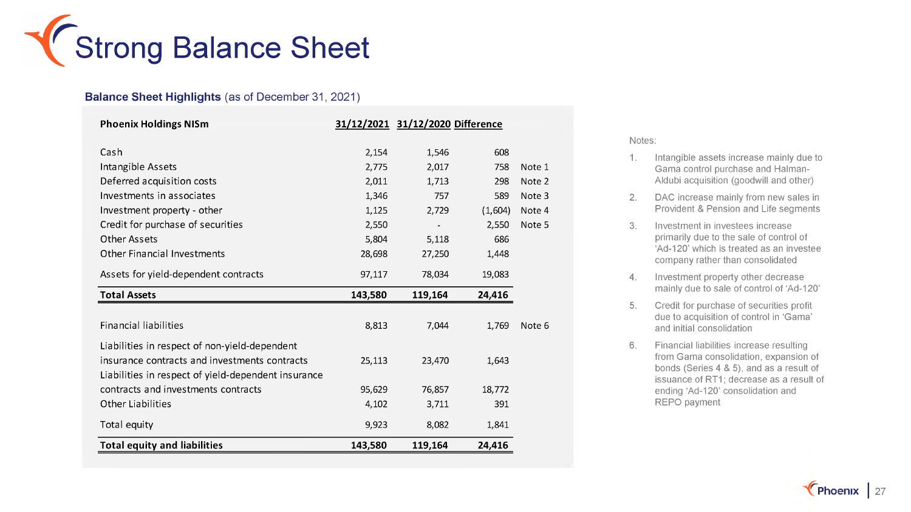# Strong Balance Sheet

**Balance Sheet Highlights** (as of December 31, 2021)

| Phoenix Holdings NISm | 31/12/2021 | 31/12/2020 | Difference | |
|---|---|---|---|---|
| Cash | 2,154 | 1,546 | 608 | |
| Intangible Assets | 2,775 | 2,017 | 758 | Note 1 |
| Deferred acquisition costs | 2,011 | 1,713 | 298 | Note 2 |
| Investments in associates | 1,346 | 757 | 589 | Note 3 |
| Investment property - other | 1,125 | 2,729 | (1,604) | Note 4 |
| Credit for purchase of securities | 2,550 | - | 2,550 | Note 5 |
| Other Assets | 5,804 | 5,118 | 686 | |
| Other Financial Investments | 28,698 | 27,250 | 1,448 | |
| Assets for yield-dependent contracts | 97,117 | 78,034 | 19,083 | |
| **Total Assets** | **143,580** | **119,164** | **24,416** | |
| Financial liabilities | 8,813 | 7,044 | 1,769 | Note 6 |
| Liabilities in respect of non-yield-dependent insurance contracts and investments contracts | 25,113 | 23,470 | 1,643 | |
| Liabilities in respect of yield-dependent insurance contracts and investments contracts | 95,629 | 76,857 | 18,772 | |
| Other Liabilities | 4,102 | 3,711 | 391 | |
| Total equity | 9,923 | 8,082 | 1,841 | |
| **Total equity and liabilities** | **143,580** | **119,164** | **24,416** | |

Notes:

1. Intangible assets increase mainly due to Gama control purchase and Halman-Aldubi acquisition (goodwill and other)
2. DAC increase mainly from new sales in Provident & Pension and Life segments
3. Investment in investees increase primarily due to the sale of control of 'Ad-120' which is treated as an investee company rather than consolidated
4. Investment property other decrease mainly due to sale of control of 'Ad-120'
5. Credit for purchase of securities profit due to acquisition of control in 'Gama' and initial consolidation
6. Financial liabilities increase resulting from Gama consolidation, expansion of bonds (Series 4 & 5), and as a result of issuance of RT1; decrease as a result of ending 'Ad-120' consolidation and REPO payment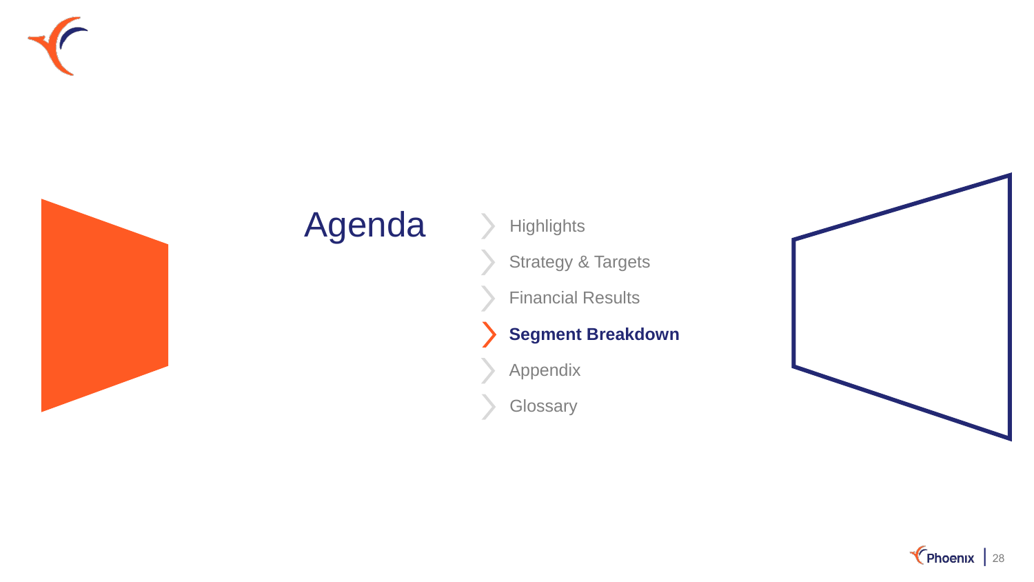# Agenda

- Highlights
- Strategy & Targets
- Financial Results
- **Segment Breakdown**
- Appendix
- Glossary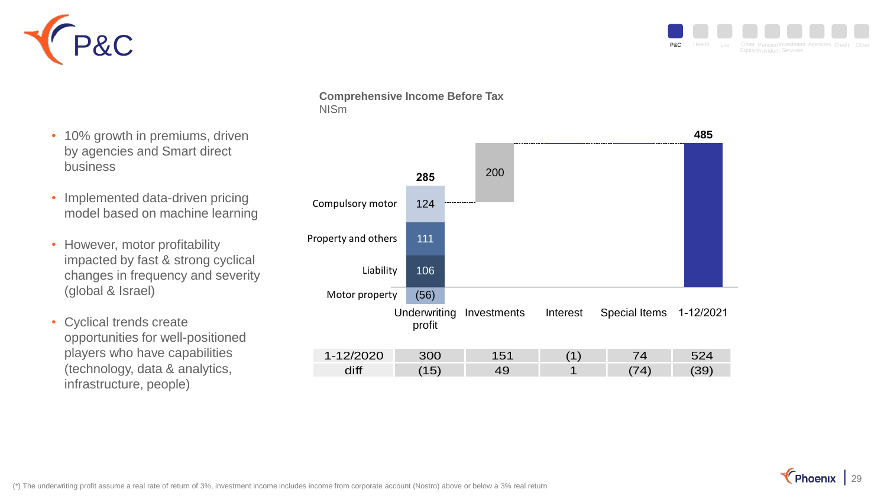# P&C

- 10% growth in premiums, driven by agencies and Smart direct business
- Implemented data-driven pricing model based on machine learning
- However, motor profitability impacted by fast & strong cyclical changes in frequency and severity (global & Israel)
- Cyclical trends create opportunities for well-positioned players who have capabilities (technology, data & analytics, infrastructure, people)

**Comprehensive Income Before Tax**
NISm

Underwriting profit: 285
- Compulsory motor: 124
- Property and others: 111
- Liability: 106
- Motor property: (56)

Investments: 200

Interest

Special Items

1-12/2021: 485

| | Underwriting profit | Investments | Interest | Special Items | 1-12/2021 |
|---|---|---|---|---|---|
| 1-12/2020 | 300 | 151 | (1) | 74 | 524 |
| diff | (15) | 49 | 1 | (74) | (39) |

(*) The underwriting profit assume a real rate of return of 3%, investment income includes income from corporate account (Nostro) above or below a 3% real return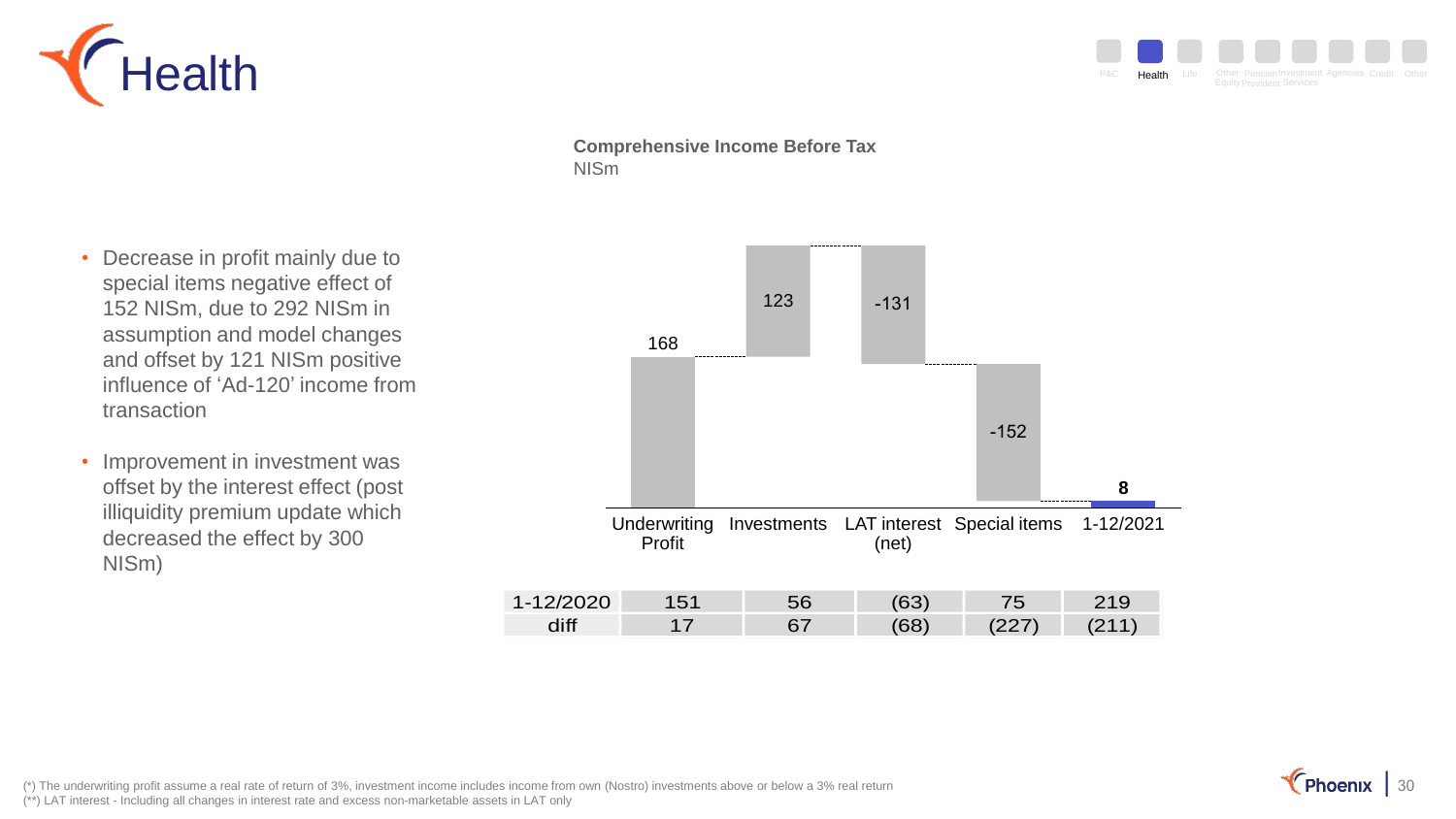# Health

**Comprehensive Income Before Tax**
NISm

- Decrease in profit mainly due to special items negative effect of 152 NISm, due to 292 NISm in assumption and model changes and offset by 121 NISm positive influence of 'Ad-120' income from transaction
- Improvement in investment was offset by the interest effect (post illiquidity premium update which decreased the effect by 300 NISm)

| | Underwriting Profit | Investments | LAT interest (net) | Special items | 1-12/2021 |
|---|---|---|---|---|---|
| 1-12/2021 | 168 | 123 | -131 | -152 | 8 |
| 1-12/2020 | 151 | 56 | (63) | 75 | 219 |
| diff | 17 | 67 | (68) | (227) | (211) |

(*) The underwriting profit assume a real rate of return of 3%, investment income includes income from own (Nostro) investments above or below a 3% real return
(**) LAT interest - Including all changes in interest rate and excess non-marketable assets in LAT only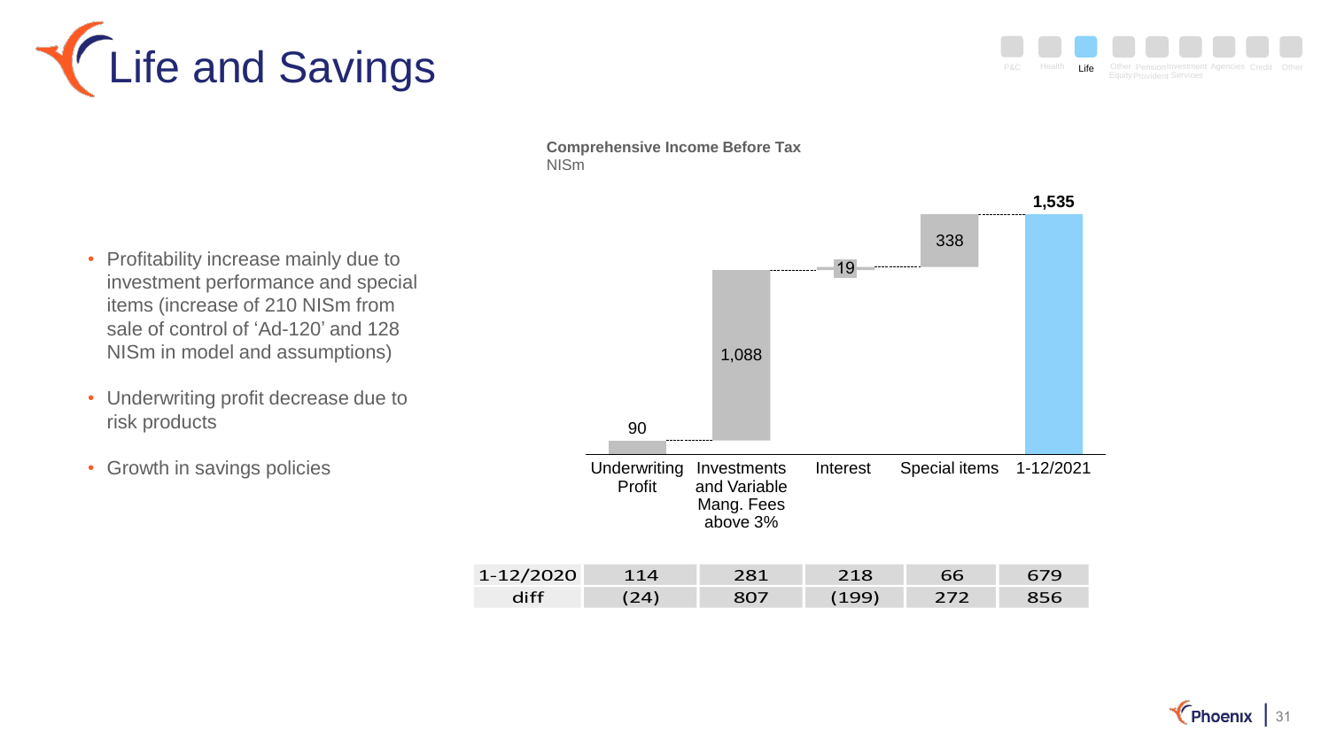# Life and Savings

- Profitability increase mainly due to investment performance and special items (increase of 210 NISm from sale of control of 'Ad-120' and 128 NISm in model and assumptions)
- Underwriting profit decrease due to risk products
- Growth in savings policies

**Comprehensive Income Before Tax**
NISm

| | Underwriting Profit | Investments and Variable Mang. Fees above 3% | Interest | Special items | 1-12/2021 |
|---|---|---|---|---|---|
| | 90 | 1,088 | 19 | 338 | 1,535 |
| 1-12/2020 | 114 | 281 | 218 | 66 | 679 |
| diff | (24) | 807 | (199) | 272 | 856 |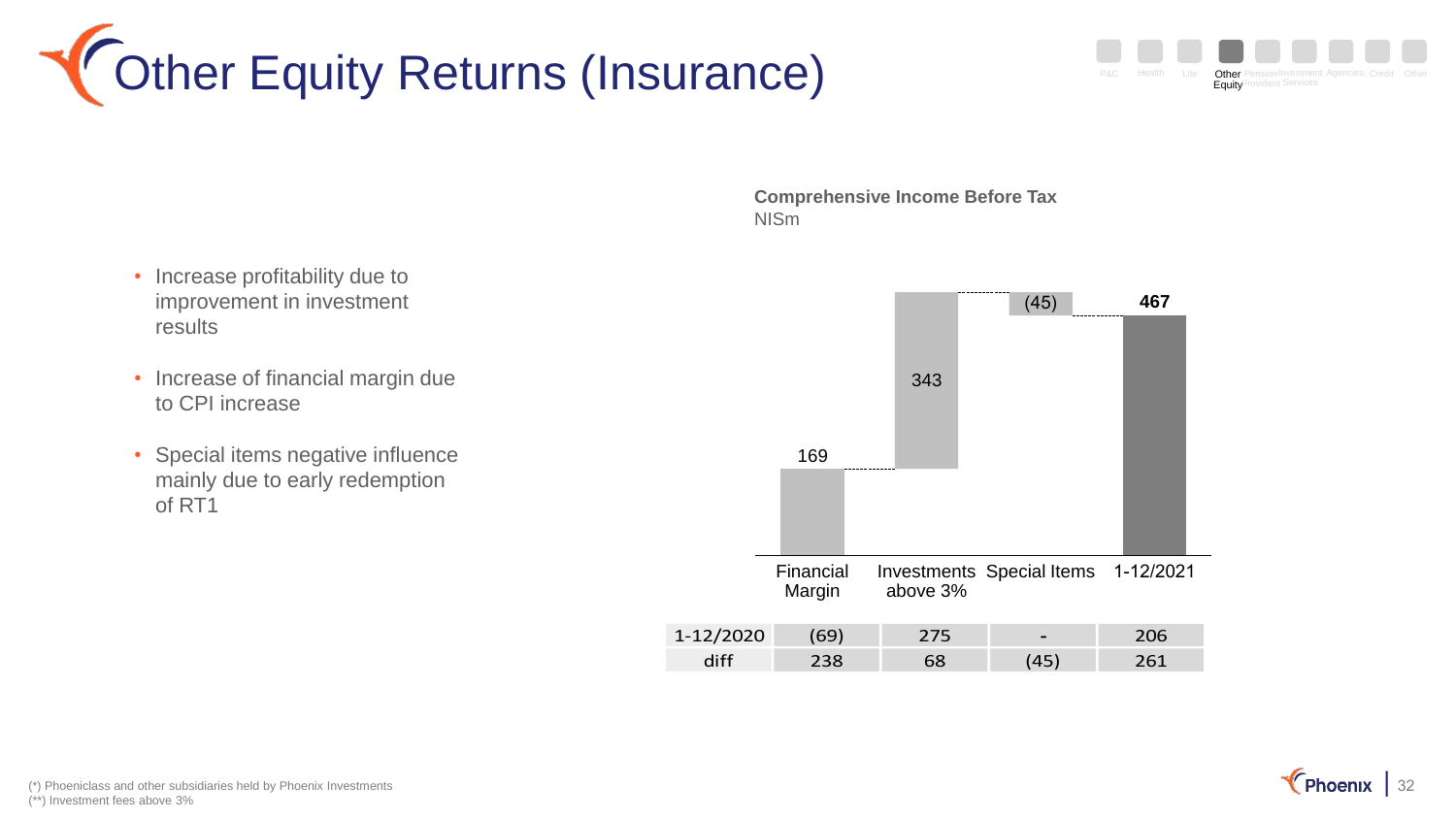# Other Equity Returns (Insurance)

- Increase profitability due to improvement in investment results
- Increase of financial margin due to CPI increase
- Special items negative influence mainly due to early redemption of RT1

**Comprehensive Income Before Tax**
NISm

| | Financial Margin | Investments above 3% | Special Items | 1-12/2021 |
|---|---|---|---|---|
| | 169 | 343 | (45) | **467** |
| 1-12/2020 | (69) | 275 | - | 206 |
| diff | 238 | 68 | (45) | 261 |

(*) Phoeniclass and other subsidiaries held by Phoenix Investments
(**) Investment fees above 3%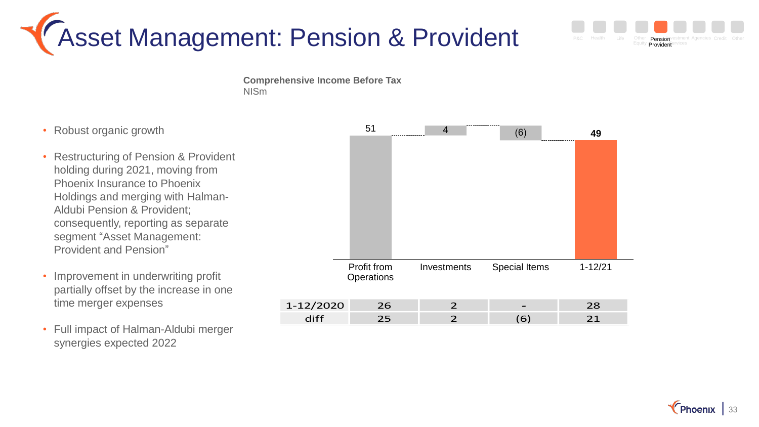# Asset Management: Pension & Provident

- Robust organic growth
- Restructuring of Pension & Provident holding during 2021, moving from Phoenix Insurance to Phoenix Holdings and merging with Halman-Aldubi Pension & Provident; consequently, reporting as separate segment “Asset Management: Provident and Pension”
- Improvement in underwriting profit partially offset by the increase in one time merger expenses
- Full impact of Halman-Aldubi merger synergies expected 2022

**Comprehensive Income Before Tax**
NISm

| | Profit from Operations | Investments | Special Items | 1-12/21 |
|---|---|---|---|---|
| 1-12/21 | 51 | 4 | (6) | **49** |
| 1-12/2020 | 26 | 2 | - | 28 |
| diff | 25 | 2 | (6) | 21 |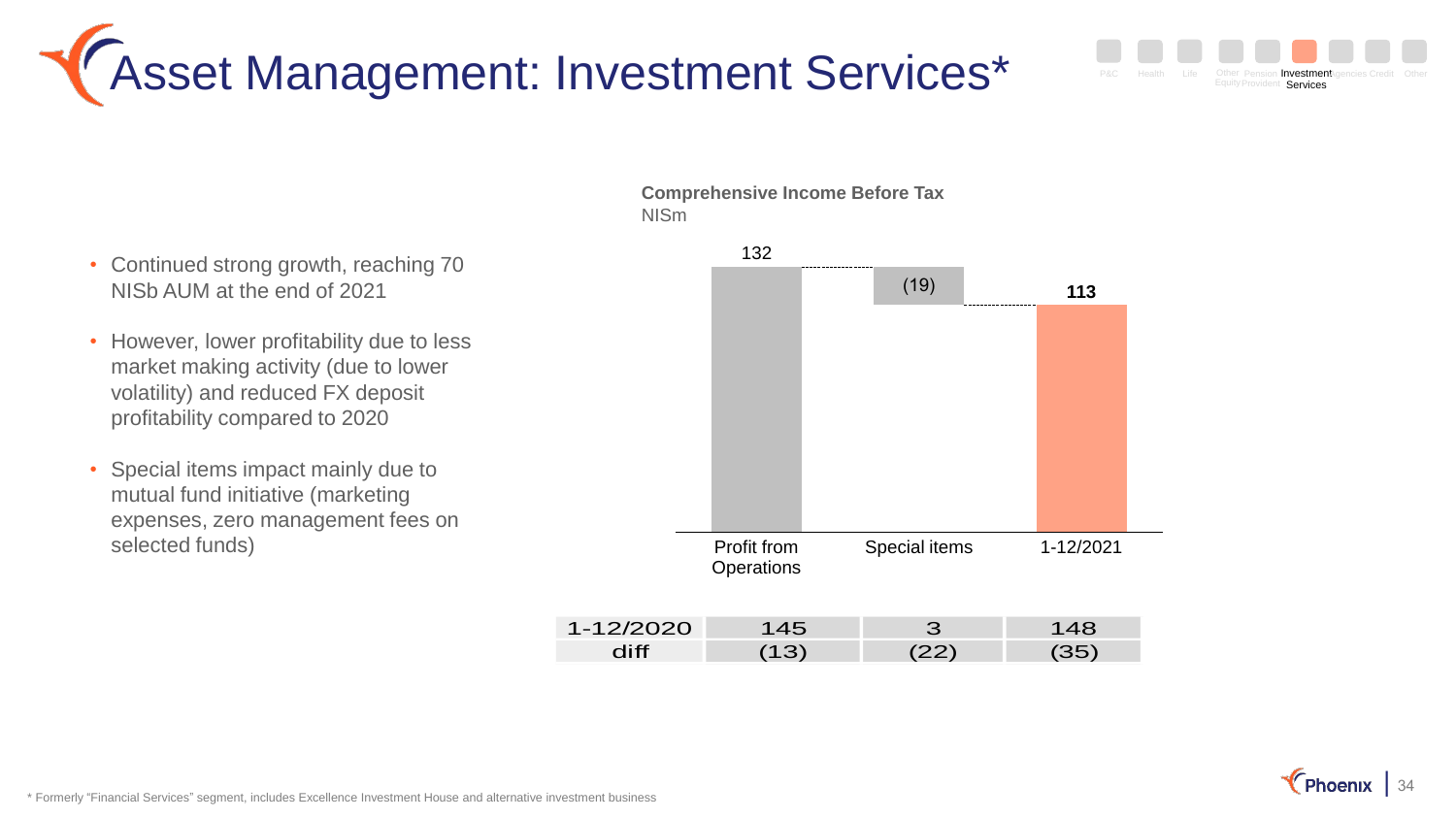# Asset Management: Investment Services*

- Continued strong growth, reaching 70 NISb AUM at the end of 2021
- However, lower profitability due to less market making activity (due to lower volatility) and reduced FX deposit profitability compared to 2020
- Special items impact mainly due to mutual fund initiative (marketing expenses, zero management fees on selected funds)

**Comprehensive Income Before Tax**
NISm

| | Profit from Operations | Special items | 1-12/2021 |
|---|---|---|---|
| | 132 | (19) | **113** |
| 1-12/2020 | 145 | 3 | 148 |
| diff | (13) | (22) | (35) |

\* Formerly "Financial Services" segment, includes Excellence Investment House and alternative investment business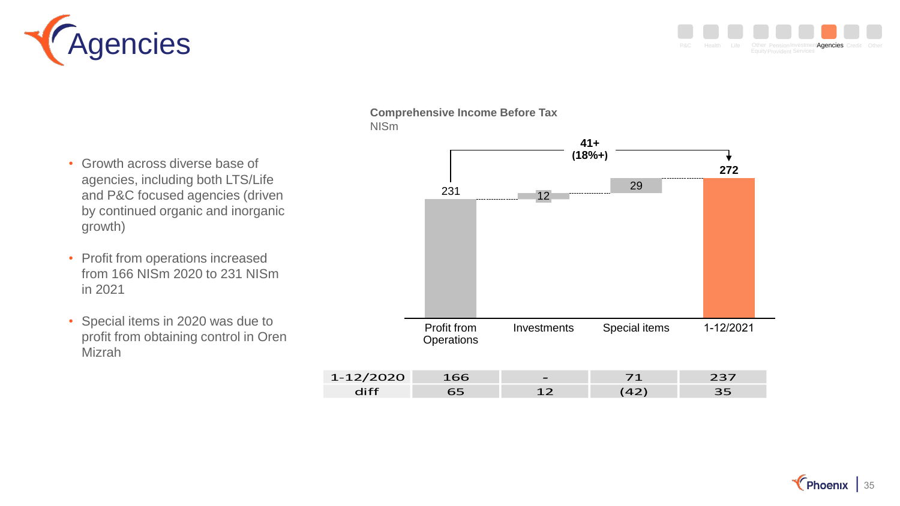# Agencies

- Growth across diverse base of agencies, including both LTS/Life and P&C focused agencies (driven by continued organic and inorganic growth)
- Profit from operations increased from 166 NISm 2020 to 231 NISm in 2021
- Special items in 2020 was due to profit from obtaining control in Oren Mizrah

**Comprehensive Income Before Tax**
NISm

41+ (18%+)

| | Profit from Operations | Investments | Special items | 1-12/2021 |
|---|---|---|---|---|
| | 231 | 12 | 29 | 272 |
| 1-12/2020 | 166 | - | 71 | 237 |
| diff | 65 | 12 | (42) | 35 |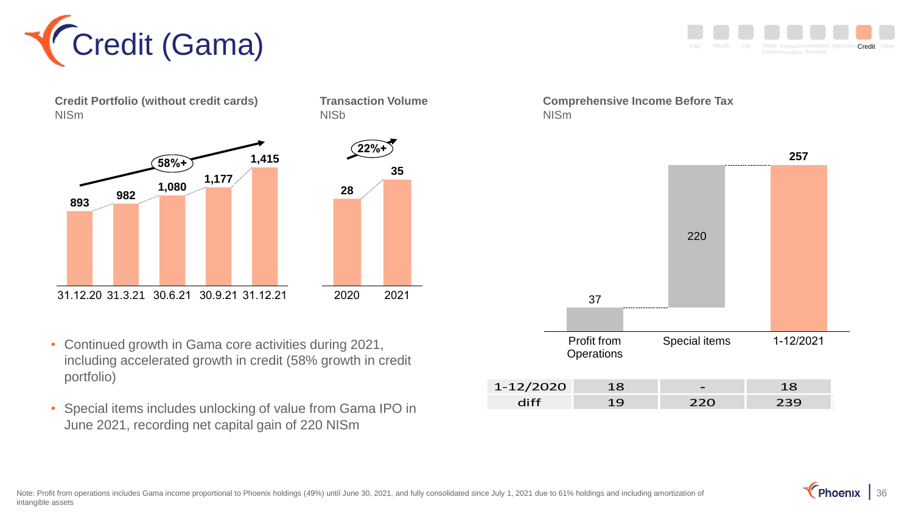# Credit (Gama)

### Credit Portfolio (without credit cards)
NISm

| 31.12.20 | 31.3.21 | 30.6.21 | 30.9.21 | 31.12.21 |
|---|---|---|---|---|
| 893 | 982 | 1,080 | 1,177 | 1,415 |

58%+

### Transaction Volume
NISb

| 2020 | 2021 |
|---|---|
| 28 | 35 |

22%+

### Comprehensive Income Before Tax
NISm

| | Profit from Operations | Special items | 1-12/2021 |
|---|---|---|---|
| | 37 | 220 | 257 |
| 1-12/2020 | 18 | - | 18 |
| diff | 19 | 220 | 239 |

- Continued growth in Gama core activities during 2021, including accelerated growth in credit (58% growth in credit portfolio)
- Special items includes unlocking of value from Gama IPO in June 2021, recording net capital gain of 220 NISm

Note: Profit from operations includes Gama income proportional to Phoenix holdings (49%) until June 30, 2021, and fully consolidated since July 1, 2021 due to 61% holdings and including amortization of intangible assets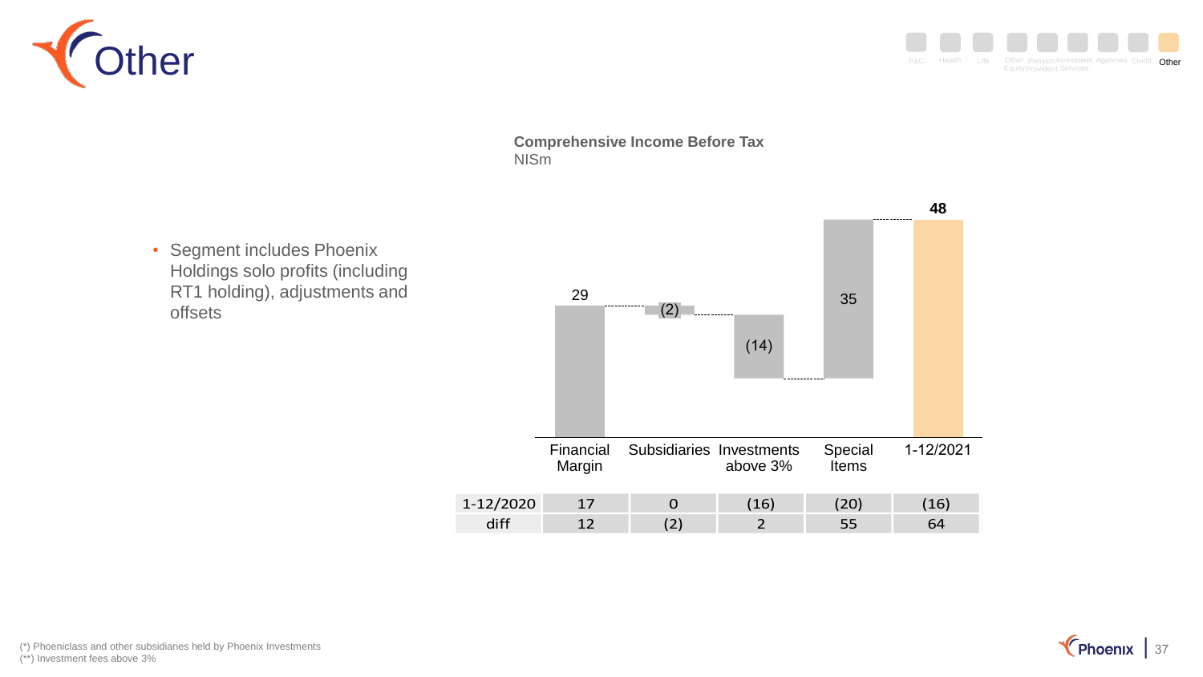# Other

- Segment includes Phoenix Holdings solo profits (including RT1 holding), adjustments and offsets

**Comprehensive Income Before Tax**
NISm

| | Financial Margin | Subsidiaries | Investments above 3% | Special Items | 1-12/2021 |
|---|---|---|---|---|---|
| 1-12/2021 | 29 | (2) | (14) | 35 | 48 |
| 1-12/2020 | 17 | 0 | (16) | (20) | (16) |
| diff | 12 | (2) | 2 | 55 | 64 |

(*) Phoeniclass and other subsidiaries held by Phoenix Investments
(**) Investment fees above 3%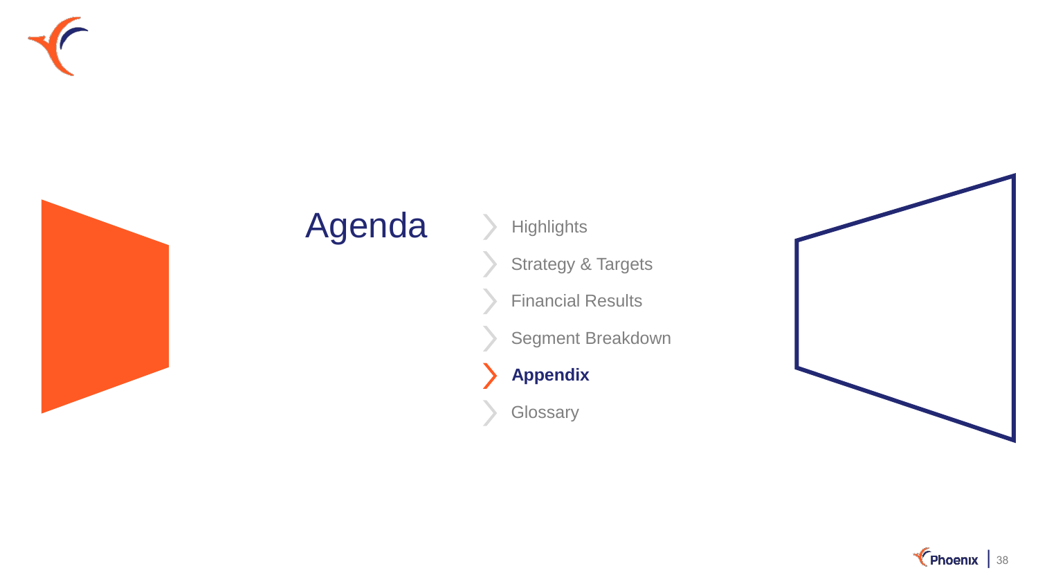# Agenda

- Highlights
- Strategy & Targets
- Financial Results
- Segment Breakdown
- **Appendix**
- Glossary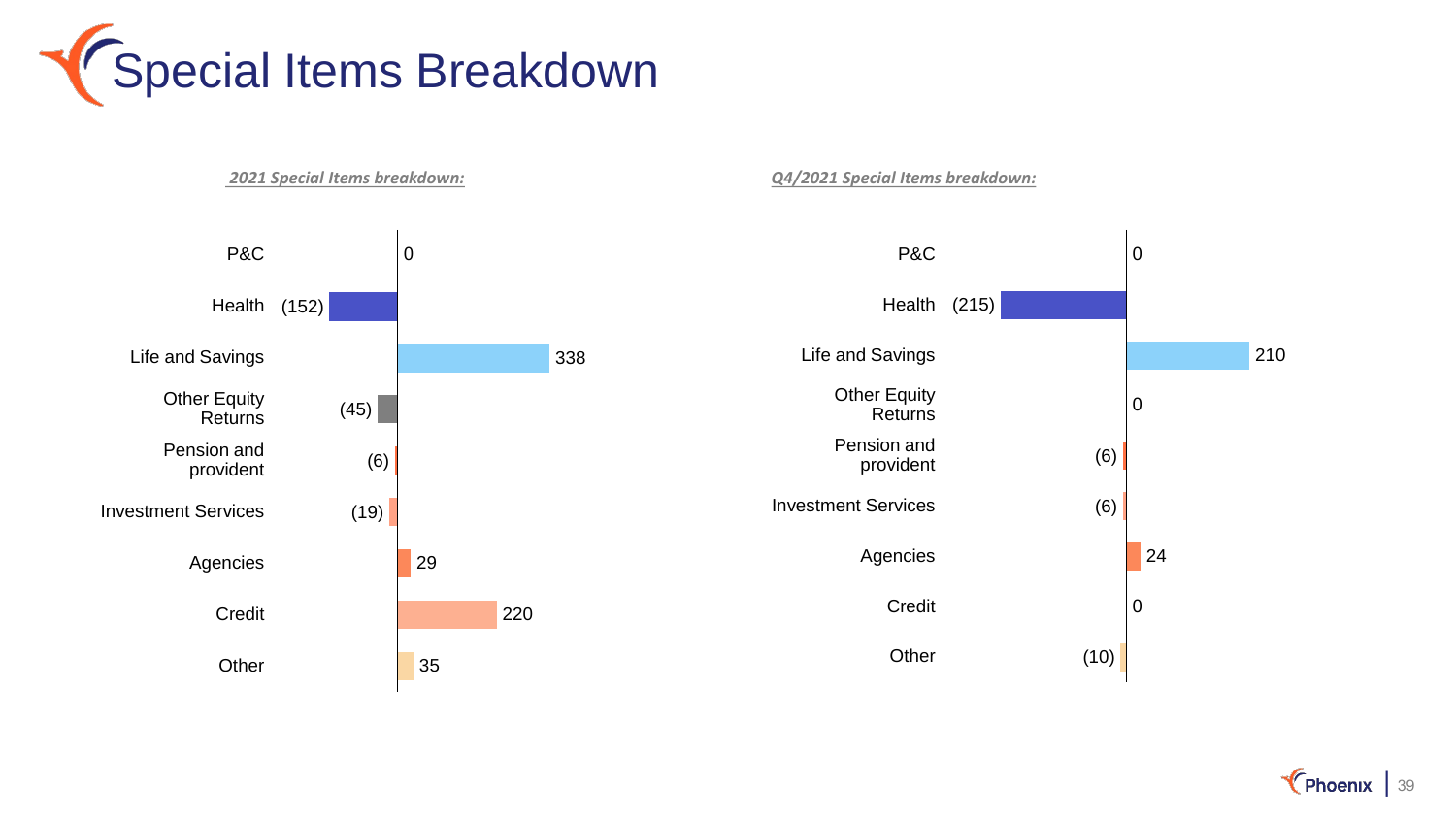# Special Items Breakdown

***2021 Special Items breakdown:***

| Segment | 2021 |
| --- | --- |
| P&C | 0 |
| Health | (152) |
| Life and Savings | 338 |
| Other Equity Returns | (45) |
| Pension and provident | (6) |
| Investment Services | (19) |
| Agencies | 29 |
| Credit | 220 |
| Other | 35 |

***Q4/2021 Special Items breakdown:***

| Segment | Q4/2021 |
| --- | --- |
| P&C | 0 |
| Health | (215) |
| Life and Savings | 210 |
| Other Equity Returns | 0 |
| Pension and provident | (6) |
| Investment Services | (6) |
| Agencies | 24 |
| Credit | 0 |
| Other | (10) |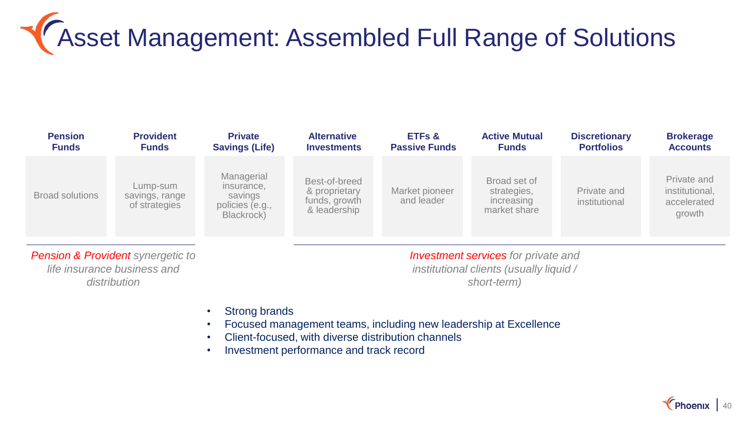# Asset Management: Assembled Full Range of Solutions

| Pension Funds | Provident Funds | Private Savings (Life) | Alternative Investments | ETFs & Passive Funds | Active Mutual Funds | Discretionary Portfolios | Brokerage Accounts |
|---|---|---|---|---|---|---|---|
| Broad solutions | Lump-sum savings, range of strategies | Managerial insurance, savings policies (e.g., Blackrock) | Best-of-breed & proprietary funds, growth & leadership | Market pioneer and leader | Broad set of strategies, increasing market share | Private and institutional | Private and institutional, accelerated growth |

*Pension & Provident synergetic to life insurance business and distribution*

*Investment services for private and institutional clients (usually liquid / short-term)*

- Strong brands
- Focused management teams, including new leadership at Excellence
- Client-focused, with diverse distribution channels
- Investment performance and track record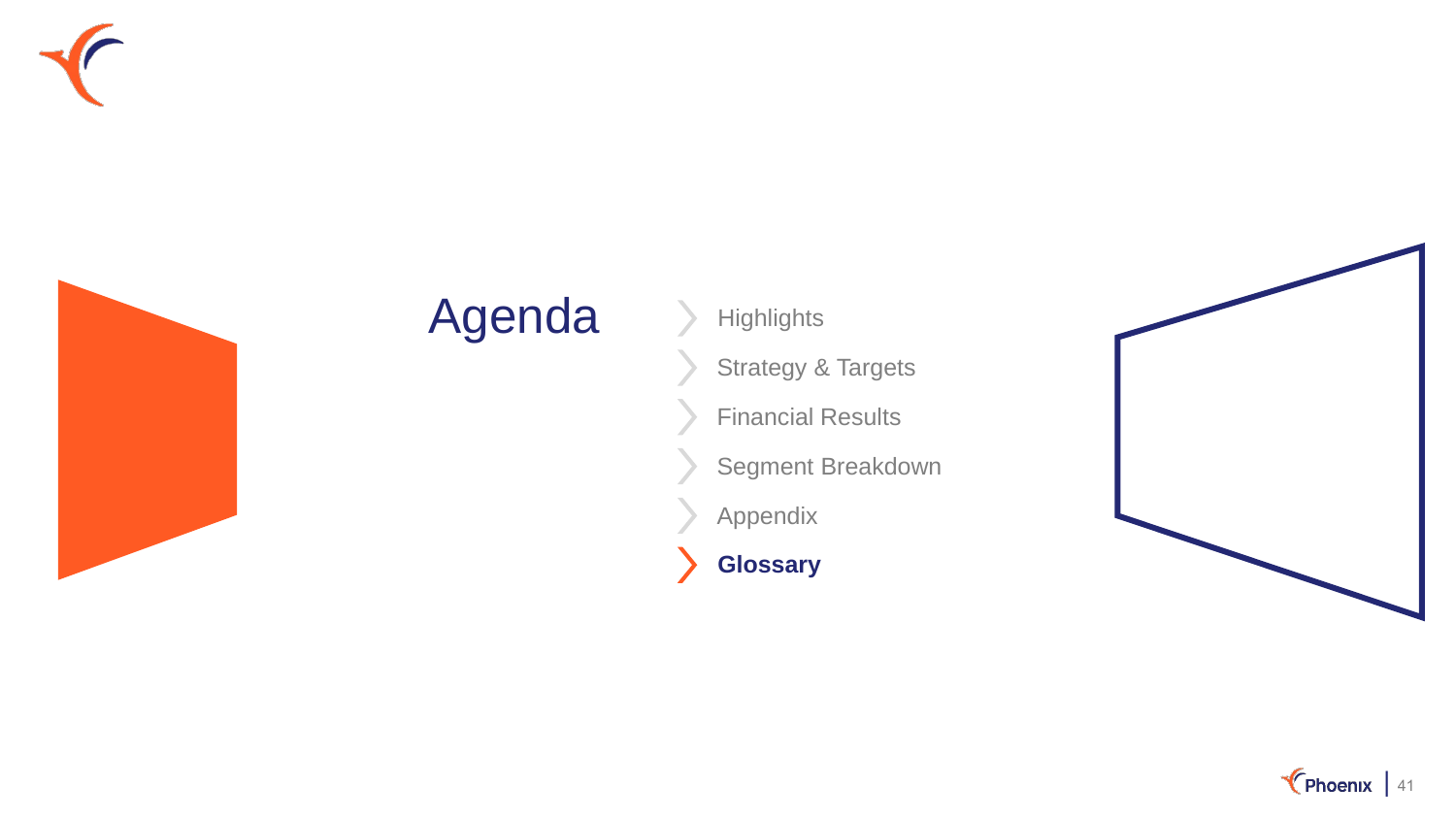# Agenda

- Highlights
- Strategy & Targets
- Financial Results
- Segment Breakdown
- Appendix
- **Glossary**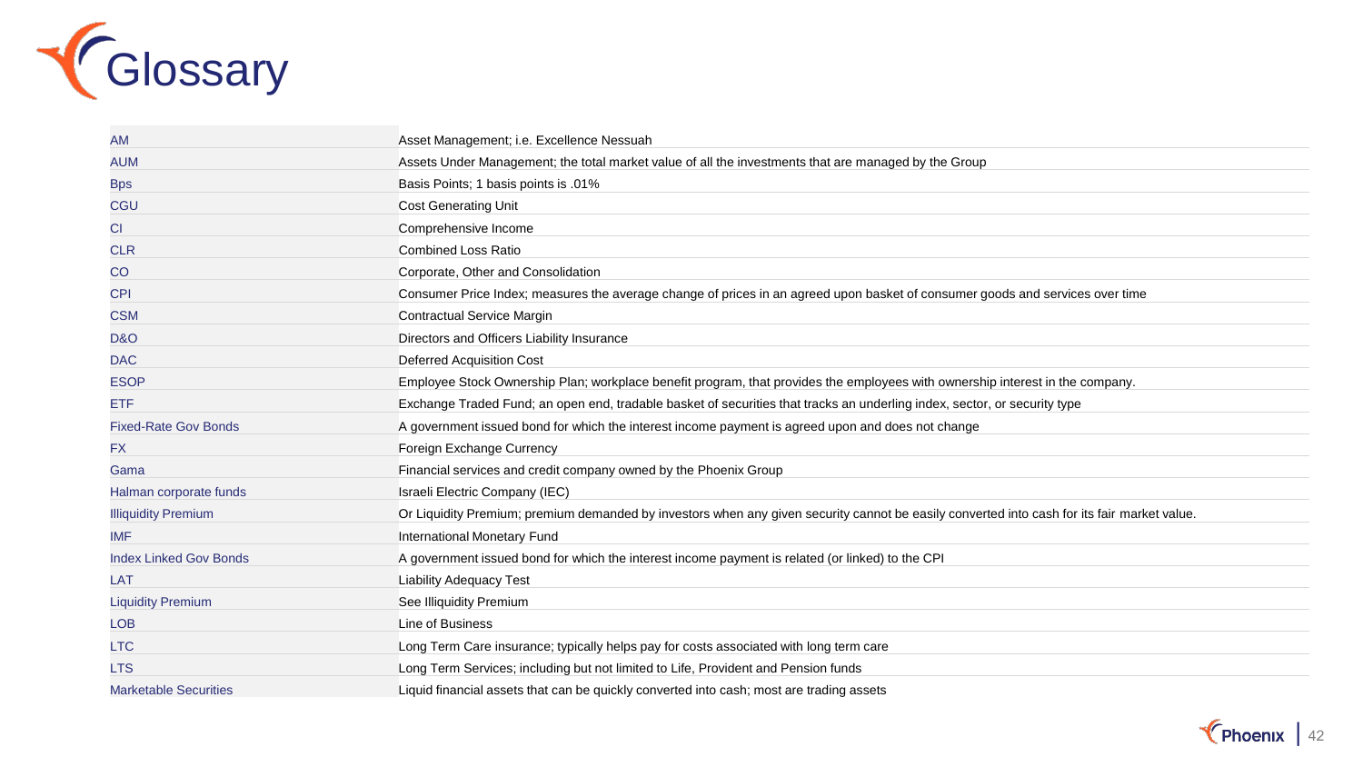# Glossary

| | |
|---|---|
| AM | Asset Management; i.e. Excellence Nessuah |
| AUM | Assets Under Management; the total market value of all the investments that are managed by the Group |
| Bps | Basis Points; 1 basis points is .01% |
| CGU | Cost Generating Unit |
| CI | Comprehensive Income |
| CLR | Combined Loss Ratio |
| CO | Corporate, Other and Consolidation |
| CPI | Consumer Price Index; measures the average change of prices in an agreed upon basket of consumer goods and services over time |
| CSM | Contractual Service Margin |
| D&O | Directors and Officers Liability Insurance |
| DAC | Deferred Acquisition Cost |
| ESOP | Employee Stock Ownership Plan; workplace benefit program, that provides the employees with ownership interest in the company. |
| ETF | Exchange Traded Fund; an open end, tradable basket of securities that tracks an underling index, sector, or security type |
| Fixed-Rate Gov Bonds | A government issued bond for which the interest income payment is agreed upon and does not change |
| FX | Foreign Exchange Currency |
| Gama | Financial services and credit company owned by the Phoenix Group |
| Halman corporate funds | Israeli Electric Company (IEC) |
| Illiquidity Premium | Or Liquidity Premium; premium demanded by investors when any given security cannot be easily converted into cash for its fair market value. |
| IMF | International Monetary Fund |
| Index Linked Gov Bonds | A government issued bond for which the interest income payment is related (or linked) to the CPI |
| LAT | Liability Adequacy Test |
| Liquidity Premium | See Illiquidity Premium |
| LOB | Line of Business |
| LTC | Long Term Care insurance; typically helps pay for costs associated with long term care |
| LTS | Long Term Services; including but not limited to Life, Provident and Pension funds |
| Marketable Securities | Liquid financial assets that can be quickly converted into cash; most are trading assets |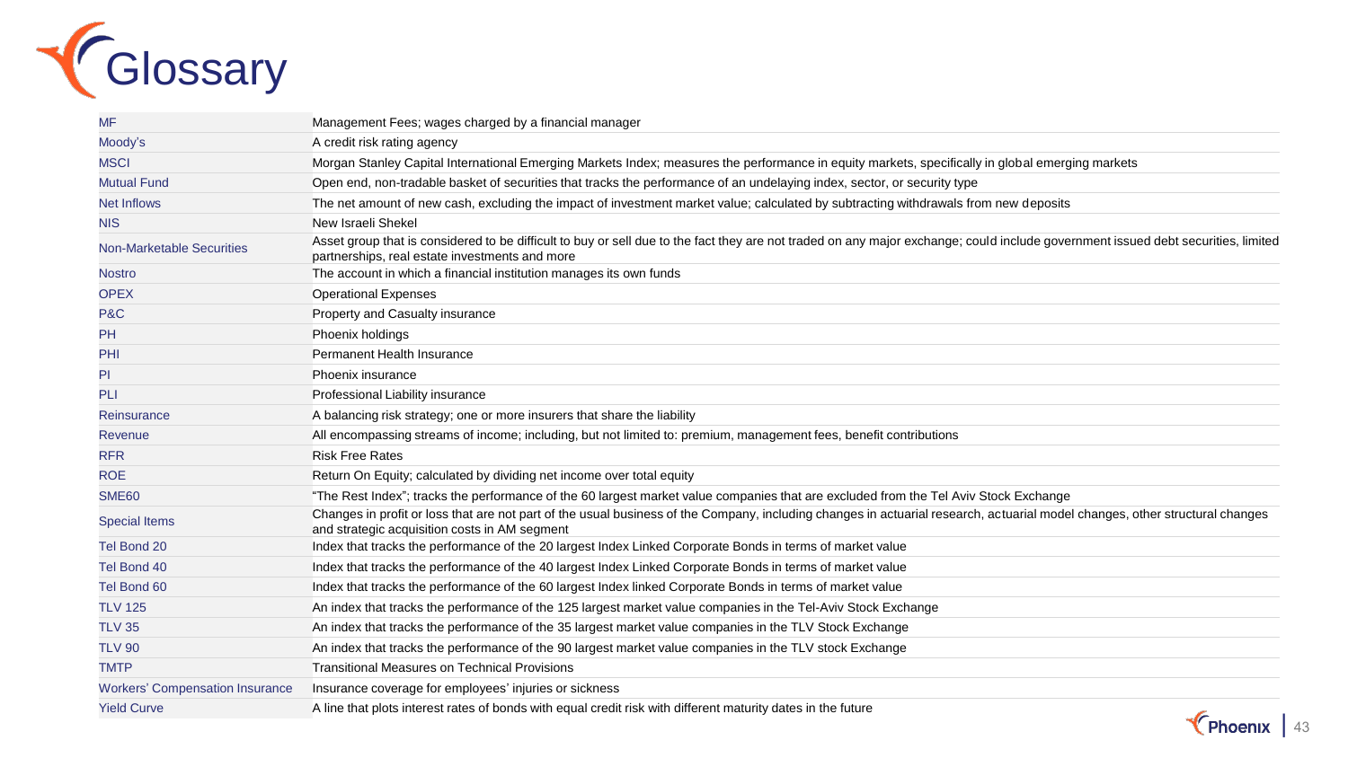# Glossary

| | |
|---|---|
| MF | Management Fees; wages charged by a financial manager |
| Moody's | A credit risk rating agency |
| MSCI | Morgan Stanley Capital International Emerging Markets Index; measures the performance in equity markets, specifically in global emerging markets |
| Mutual Fund | Open end, non-tradable basket of securities that tracks the performance of an undelaying index, sector, or security type |
| Net Inflows | The net amount of new cash, excluding the impact of investment market value; calculated by subtracting withdrawals from new deposits |
| NIS | New Israeli Shekel |
| Non-Marketable Securities | Asset group that is considered to be difficult to buy or sell due to the fact they are not traded on any major exchange; could include government issued debt securities, limited partnerships, real estate investments and more |
| Nostro | The account in which a financial institution manages its own funds |
| OPEX | Operational Expenses |
| P&C | Property and Casualty insurance |
| PH | Phoenix holdings |
| PHI | Permanent Health Insurance |
| PI | Phoenix insurance |
| PLI | Professional Liability insurance |
| Reinsurance | A balancing risk strategy; one or more insurers that share the liability |
| Revenue | All encompassing streams of income; including, but not limited to: premium, management fees, benefit contributions |
| RFR | Risk Free Rates |
| ROE | Return On Equity; calculated by dividing net income over total equity |
| SME60 | "The Rest Index"; tracks the performance of the 60 largest market value companies that are excluded from the Tel Aviv Stock Exchange |
| Special Items | Changes in profit or loss that are not part of the usual business of the Company, including changes in actuarial research, actuarial model changes, other structural changes and strategic acquisition costs in AM segment |
| Tel Bond 20 | Index that tracks the performance of the 20 largest Index Linked Corporate Bonds in terms of market value |
| Tel Bond 40 | Index that tracks the performance of the 40 largest Index Linked Corporate Bonds in terms of market value |
| Tel Bond 60 | Index that tracks the performance of the 60 largest Index linked Corporate Bonds in terms of market value |
| TLV 125 | An index that tracks the performance of the 125 largest market value companies in the Tel-Aviv Stock Exchange |
| TLV 35 | An index that tracks the performance of the 35 largest market value companies in the TLV Stock Exchange |
| TLV 90 | An index that tracks the performance of the 90 largest market value companies in the TLV stock Exchange |
| TMTP | Transitional Measures on Technical Provisions |
| Workers' Compensation Insurance | Insurance coverage for employees' injuries or sickness |
| Yield Curve | A line that plots interest rates of bonds with equal credit risk with different maturity dates in the future |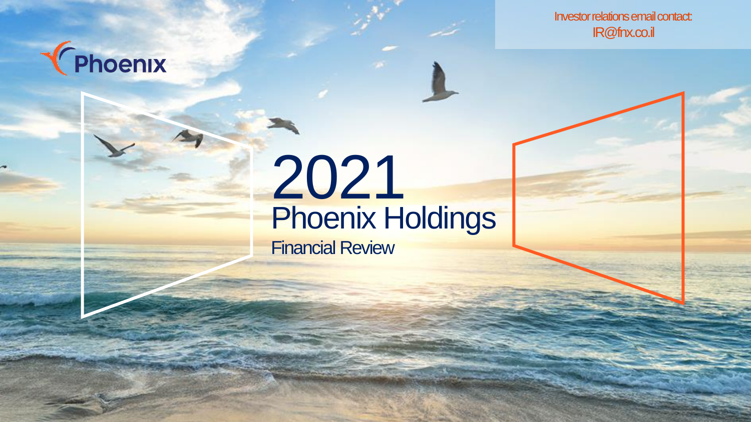Investor relations email contact:
IR@fnx.co.il

Phoenix

# 2021
## Phoenix Holdings
### Financial Review